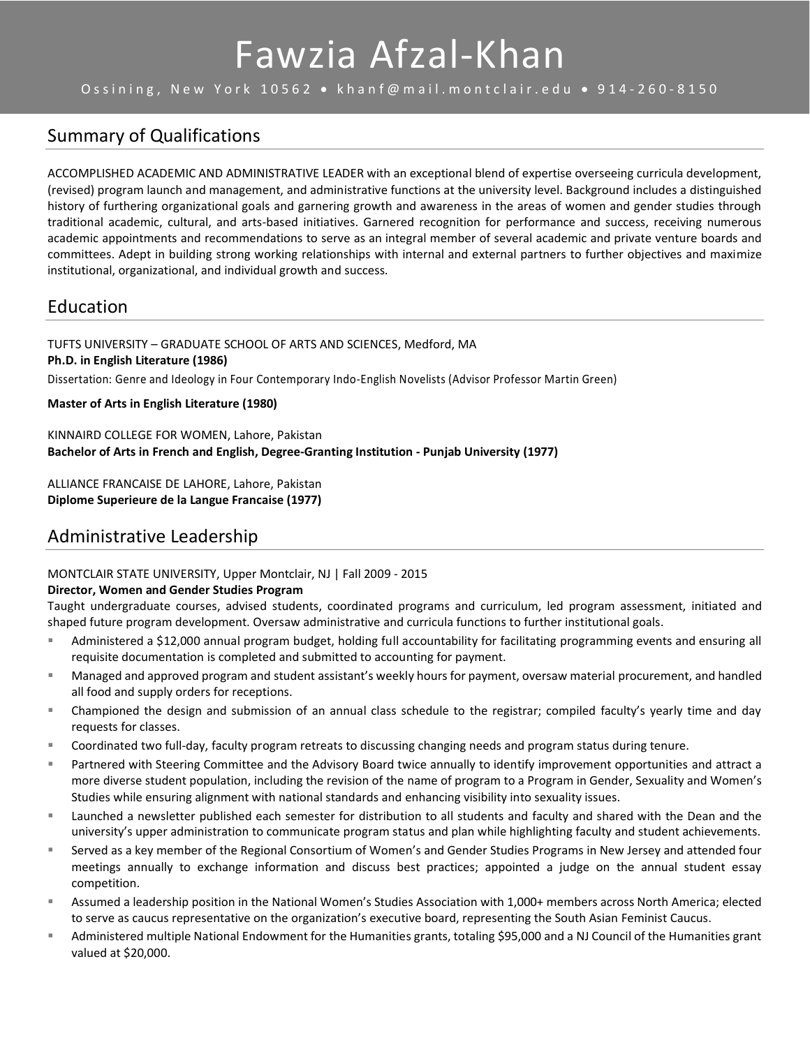# Fawzia Afzal-Khan

Ossining, New York 10562 • khanf@mail.montclair.edu • 914-260-8150

## Summary of Qualifications

ACCOMPLISHED ACADEMIC AND ADMINISTRATIVE LEADER with an exceptional blend of expertise overseeing curricula development, (revised) program launch and management, and administrative functions at the university level. Background includes a distinguished history of furthering organizational goals and garnering growth and awareness in the areas of women and gender studies through traditional academic, cultural, and arts-based initiatives. Garnered recognition for performance and success, receiving numerous academic appointments and recommendations to serve as an integral member of several academic and private venture boards and committees. Adept in building strong working relationships with internal and external partners to further objectives and maximize institutional, organizational, and individual growth and success.

## Education

TUFTS UNIVERSITY – GRADUATE SCHOOL OF ARTS AND SCIENCES, Medford, MA
**Ph.D. in English Literature (1986)**
Dissertation: Genre and Ideology in Four Contemporary Indo-English Novelists (Advisor Professor Martin Green)

**Master of Arts in English Literature (1980)**

KINNAIRD COLLEGE FOR WOMEN, Lahore, Pakistan
**Bachelor of Arts in French and English, Degree-Granting Institution - Punjab University (1977)**

ALLIANCE FRANCAISE DE LAHORE, Lahore, Pakistan
**Diplome Superieure de la Langue Francaise (1977)**

## Administrative Leadership

MONTCLAIR STATE UNIVERSITY, Upper Montclair, NJ | Fall 2009 - 2015
**Director, Women and Gender Studies Program**
Taught undergraduate courses, advised students, coordinated programs and curriculum, led program assessment, initiated and shaped future program development. Oversaw administrative and curricula functions to further institutional goals.

- Administered a $12,000 annual program budget, holding full accountability for facilitating programming events and ensuring all requisite documentation is completed and submitted to accounting for payment.
- Managed and approved program and student assistant's weekly hours for payment, oversaw material procurement, and handled all food and supply orders for receptions.
- Championed the design and submission of an annual class schedule to the registrar; compiled faculty's yearly time and day requests for classes.
- Coordinated two full-day, faculty program retreats to discussing changing needs and program status during tenure.
- Partnered with Steering Committee and the Advisory Board twice annually to identify improvement opportunities and attract a more diverse student population, including the revision of the name of program to a Program in Gender, Sexuality and Women's Studies while ensuring alignment with national standards and enhancing visibility into sexuality issues.
- Launched a newsletter published each semester for distribution to all students and faculty and shared with the Dean and the university's upper administration to communicate program status and plan while highlighting faculty and student achievements.
- Served as a key member of the Regional Consortium of Women's and Gender Studies Programs in New Jersey and attended four meetings annually to exchange information and discuss best practices; appointed a judge on the annual student essay competition.
- Assumed a leadership position in the National Women's Studies Association with 1,000+ members across North America; elected to serve as caucus representative on the organization's executive board, representing the South Asian Feminist Caucus.
- Administered multiple National Endowment for the Humanities grants, totaling $95,000 and a NJ Council of the Humanities grant valued at $20,000.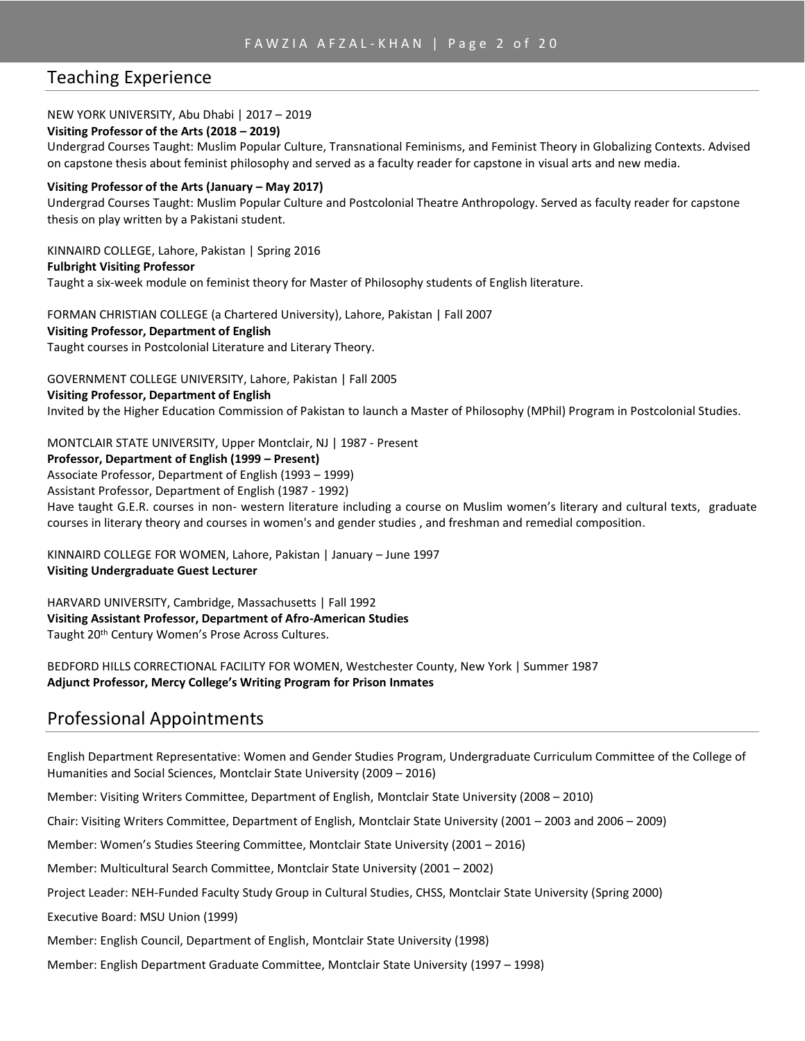## Teaching Experience

NEW YORK UNIVERSITY, Abu Dhabi | 2017 – 2019
**Visiting Professor of the Arts (2018 – 2019)**
Undergrad Courses Taught: Muslim Popular Culture, Transnational Feminisms, and Feminist Theory in Globalizing Contexts. Advised on capstone thesis about feminist philosophy and served as a faculty reader for capstone in visual arts and new media.

**Visiting Professor of the Arts (January – May 2017)**
Undergrad Courses Taught: Muslim Popular Culture and Postcolonial Theatre Anthropology. Served as faculty reader for capstone thesis on play written by a Pakistani student.

KINNAIRD COLLEGE, Lahore, Pakistan | Spring 2016
**Fulbright Visiting Professor**
Taught a six-week module on feminist theory for Master of Philosophy students of English literature.

FORMAN CHRISTIAN COLLEGE (a Chartered University), Lahore, Pakistan | Fall 2007
**Visiting Professor, Department of English**
Taught courses in Postcolonial Literature and Literary Theory.

GOVERNMENT COLLEGE UNIVERSITY, Lahore, Pakistan | Fall 2005
**Visiting Professor, Department of English**
Invited by the Higher Education Commission of Pakistan to launch a Master of Philosophy (MPhil) Program in Postcolonial Studies.

MONTCLAIR STATE UNIVERSITY, Upper Montclair, NJ | 1987 - Present
**Professor, Department of English (1999 – Present)**
Associate Professor, Department of English (1993 – 1999)
Assistant Professor, Department of English (1987 - 1992)
Have taught G.E.R. courses in non- western literature including a course on Muslim women's literary and cultural texts, graduate courses in literary theory and courses in women's and gender studies , and freshman and remedial composition.

KINNAIRD COLLEGE FOR WOMEN, Lahore, Pakistan | January – June 1997
**Visiting Undergraduate Guest Lecturer**

HARVARD UNIVERSITY, Cambridge, Massachusetts | Fall 1992
**Visiting Assistant Professor, Department of Afro-American Studies**
Taught 20th Century Women's Prose Across Cultures.

BEDFORD HILLS CORRECTIONAL FACILITY FOR WOMEN, Westchester County, New York | Summer 1987
**Adjunct Professor, Mercy College's Writing Program for Prison Inmates**

## Professional Appointments

English Department Representative: Women and Gender Studies Program, Undergraduate Curriculum Committee of the College of Humanities and Social Sciences, Montclair State University (2009 – 2016)

Member: Visiting Writers Committee, Department of English, Montclair State University (2008 – 2010)

Chair: Visiting Writers Committee, Department of English, Montclair State University (2001 – 2003 and 2006 – 2009)

Member: Women's Studies Steering Committee, Montclair State University (2001 – 2016)

Member: Multicultural Search Committee, Montclair State University (2001 – 2002)

Project Leader: NEH-Funded Faculty Study Group in Cultural Studies, CHSS, Montclair State University (Spring 2000)

Executive Board: MSU Union (1999)

Member: English Council, Department of English, Montclair State University (1998)

Member: English Department Graduate Committee, Montclair State University (1997 – 1998)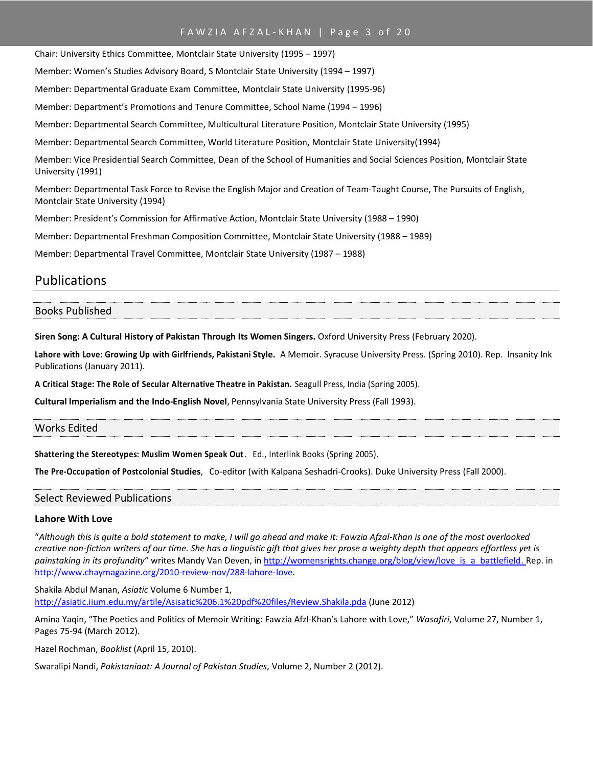Chair: University Ethics Committee, Montclair State University (1995 – 1997)

Member: Women's Studies Advisory Board, S Montclair State University (1994 – 1997)

Member: Departmental Graduate Exam Committee, Montclair State University (1995-96)

Member: Department's Promotions and Tenure Committee, School Name (1994 – 1996)

Member: Departmental Search Committee, Multicultural Literature Position, Montclair State University (1995)

Member: Departmental Search Committee, World Literature Position, Montclair State University(1994)

Member: Vice Presidential Search Committee, Dean of the School of Humanities and Social Sciences Position, Montclair State University (1991)

Member: Departmental Task Force to Revise the English Major and Creation of Team-Taught Course, The Pursuits of English, Montclair State University (1994)

Member: President's Commission for Affirmative Action, Montclair State University (1988 – 1990)

Member: Departmental Freshman Composition Committee, Montclair State University (1988 – 1989)

Member: Departmental Travel Committee, Montclair State University (1987 – 1988)

# Publications

## Books Published

**Siren Song: A Cultural History of Pakistan Through Its Women Singers.** Oxford University Press (February 2020).

**Lahore with Love: Growing Up with Girlfriends, Pakistani Style.** A Memoir. Syracuse University Press. (Spring 2010). Rep. Insanity Ink Publications (January 2011).

**A Critical Stage: The Role of Secular Alternative Theatre in Pakistan.** Seagull Press, India (Spring 2005).

**Cultural Imperialism and the Indo-English Novel**, Pennsylvania State University Press (Fall 1993).

## Works Edited

**Shattering the Stereotypes: Muslim Women Speak Out**. Ed., Interlink Books (Spring 2005).

**The Pre-Occupation of Postcolonial Studies**, Co-editor (with Kalpana Seshadri-Crooks). Duke University Press (Fall 2000).

## Select Reviewed Publications

### Lahore With Love

"*Although this is quite a bold statement to make, I will go ahead and make it: Fawzia Afzal-Khan is one of the most overlooked creative non-fiction writers of our time. She has a linguistic gift that gives her prose a weighty depth that appears effortless yet is painstaking in its profundity*" writes Mandy Van Deven, in http://womensrights.change.org/blog/view/love_is_a_battlefield. Rep. in http://www.chaymagazine.org/2010-review-nov/288-lahore-love.

Shakila Abdul Manan, *Asiatic* Volume 6 Number 1, http://asiatic.iium.edu.my/artile/Asisatic%206.1%20pdf%20files/Review.Shakila.pda (June 2012)

Amina Yaqin, "The Poetics and Politics of Memoir Writing: Fawzia Afzl-Khan's Lahore with Love," *Wasafiri*, Volume 27, Number 1, Pages 75-94 (March 2012).

Hazel Rochman, *Booklist* (April 15, 2010).

Swaralipi Nandi, *Pakistaniaat: A Journal of Pakistan Studies,* Volume 2, Number 2 (2012).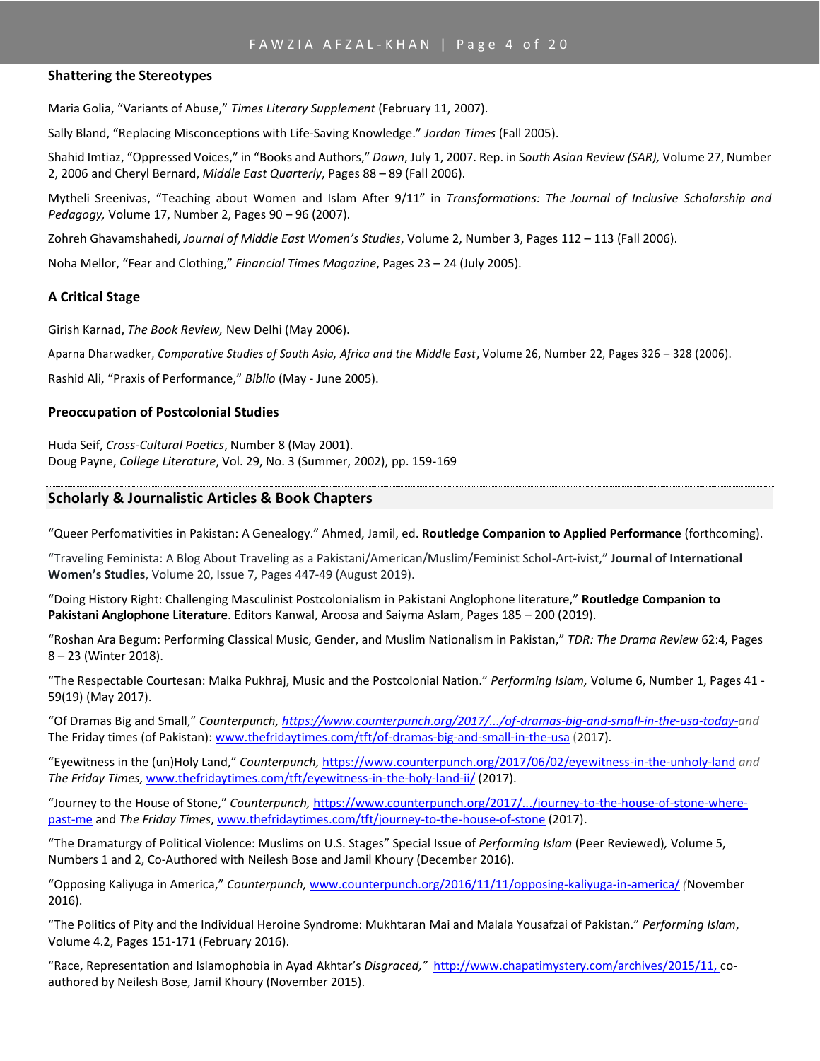### Shattering the Stereotypes

Maria Golia, "Variants of Abuse," *Times Literary Supplement* (February 11, 2007).

Sally Bland, "Replacing Misconceptions with Life-Saving Knowledge." *Jordan Times* (Fall 2005).

Shahid Imtiaz, "Oppressed Voices," in "Books and Authors," *Dawn*, July 1, 2007. Rep. in *South Asian Review (SAR),* Volume 27, Number 2, 2006 and Cheryl Bernard, *Middle East Quarterly*, Pages 88 – 89 (Fall 2006).

Mytheli Sreenivas, "Teaching about Women and Islam After 9/11" in *Transformations: The Journal of Inclusive Scholarship and Pedagogy,* Volume 17, Number 2, Pages 90 – 96 (2007).

Zohreh Ghavamshahedi, *Journal of Middle East Women's Studies*, Volume 2, Number 3, Pages 112 – 113 (Fall 2006).

Noha Mellor, "Fear and Clothing," *Financial Times Magazine*, Pages 23 – 24 (July 2005).

### A Critical Stage

Girish Karnad, *The Book Review,* New Delhi (May 2006).

Aparna Dharwadker, *Comparative Studies of South Asia, Africa and the Middle East*, Volume 26, Number 22, Pages 326 – 328 (2006).

Rashid Ali, "Praxis of Performance," *Biblio* (May - June 2005).

### Preoccupation of Postcolonial Studies

Huda Seif, *Cross-Cultural Poetics*, Number 8 (May 2001).
Doug Payne, *College Literature*, Vol. 29, No. 3 (Summer, 2002), pp. 159-169

## Scholarly & Journalistic Articles & Book Chapters

"Queer Perfomativities in Pakistan: A Genealogy." Ahmed, Jamil, ed. **Routledge Companion to Applied Performance** (forthcoming).

"Traveling Feminista: A Blog About Traveling as a Pakistani/American/Muslim/Feminist Schol-Art-ivist," **Journal of International Women's Studies**, Volume 20, Issue 7, Pages 447-49 (August 2019).

"Doing History Right: Challenging Masculinist Postcolonialism in Pakistani Anglophone literature," **Routledge Companion to Pakistani Anglophone Literature**. Editors Kanwal, Aroosa and Saiyma Aslam, Pages 185 – 200 (2019).

"Roshan Ara Begum: Performing Classical Music, Gender, and Muslim Nationalism in Pakistan," *TDR: The Drama Review* 62:4, Pages 8 – 23 (Winter 2018).

"The Respectable Courtesan: Malka Pukhraj, Music and the Postcolonial Nation." *Performing Islam,* Volume 6, Number 1, Pages 41 - 59(19) (May 2017).

"Of Dramas Big and Small," *Counterpunch, https://www.counterpunch.org/2017/.../of-dramas-big-and-small-in-the-usa-today-and* The Friday times (of Pakistan): www.thefridaytimes.com/tft/of-dramas-big-and-small-in-the-usa (2017).

"Eyewitness in the (un)Holy Land," *Counterpunch,* https://www.counterpunch.org/2017/06/02/eyewitness-in-the-unholy-land *and The Friday Times,* www.thefridaytimes.com/tft/eyewitness-in-the-holy-land-ii/ (2017).

"Journey to the House of Stone," *Counterpunch,* https://www.counterpunch.org/2017/.../journey-to-the-house-of-stone-where-past-me and *The Friday Times*, www.thefridaytimes.com/tft/journey-to-the-house-of-stone (2017).

"The Dramaturgy of Political Violence: Muslims on U.S. Stages" Special Issue of *Performing Islam* (Peer Reviewed)*,* Volume 5, Numbers 1 and 2, Co-Authored with Neilesh Bose and Jamil Khoury (December 2016).

"Opposing Kaliyuga in America," *Counterpunch,* www.counterpunch.org/2016/11/11/opposing-kaliyuga-in-america/ *(*November 2016).

"The Politics of Pity and the Individual Heroine Syndrome: Mukhtaran Mai and Malala Yousafzai of Pakistan." *Performing Islam*, Volume 4.2, Pages 151-171 (February 2016).

"Race, Representation and Islamophobia in Ayad Akhtar's *Disgraced,"* http://www.chapatimystery.com/archives/2015/11, co-authored by Neilesh Bose, Jamil Khoury (November 2015).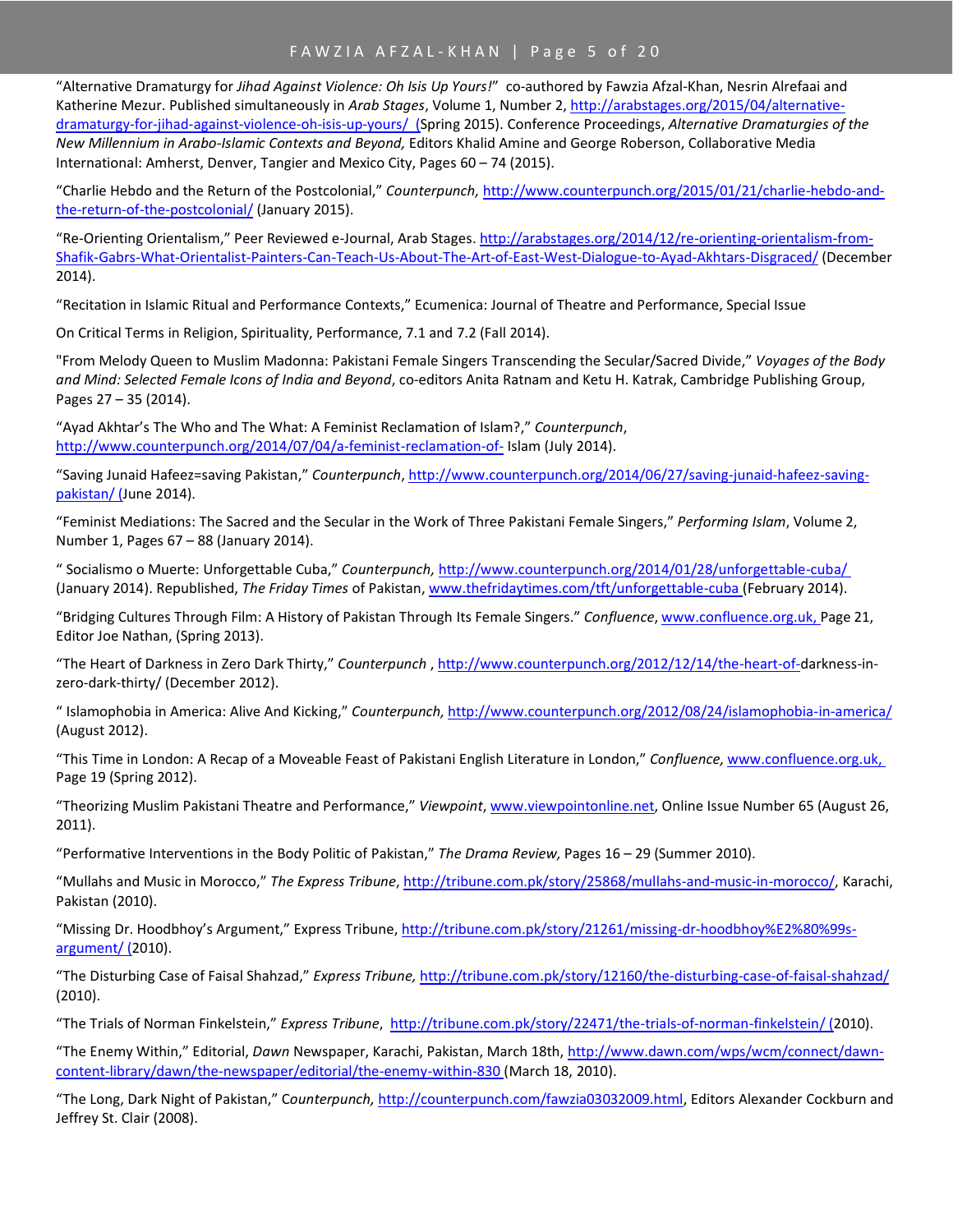"Alternative Dramaturgy for *Jihad Against Violence: Oh Isis Up Yours!*" co-authored by Fawzia Afzal-Khan, Nesrin Alrefaai and Katherine Mezur. Published simultaneously in *Arab Stages*, Volume 1, Number 2, http://arabstages.org/2015/04/alternative-dramaturgy-for-jihad-against-violence-oh-isis-up-yours/ (Spring 2015). Conference Proceedings, *Alternative Dramaturgies of the New Millennium in Arabo-Islamic Contexts and Beyond,* Editors Khalid Amine and George Roberson, Collaborative Media International: Amherst, Denver, Tangier and Mexico City, Pages 60 – 74 (2015).

"Charlie Hebdo and the Return of the Postcolonial," *Counterpunch,* http://www.counterpunch.org/2015/01/21/charlie-hebdo-and-the-return-of-the-postcolonial/ (January 2015).

"Re-Orienting Orientalism," Peer Reviewed e-Journal, Arab Stages. http://arabstages.org/2014/12/re-orienting-orientalism-from-Shafik-Gabrs-What-Orientalist-Painters-Can-Teach-Us-About-The-Art-of-East-West-Dialogue-to-Ayad-Akhtars-Disgraced/ (December 2014).

"Recitation in Islamic Ritual and Performance Contexts," Ecumenica: Journal of Theatre and Performance, Special Issue

On Critical Terms in Religion, Spirituality, Performance, 7.1 and 7.2 (Fall 2014).

"From Melody Queen to Muslim Madonna: Pakistani Female Singers Transcending the Secular/Sacred Divide," *Voyages of the Body and Mind: Selected Female Icons of India and Beyond*, co-editors Anita Ratnam and Ketu H. Katrak, Cambridge Publishing Group, Pages 27 – 35 (2014).

"Ayad Akhtar's The Who and The What: A Feminist Reclamation of Islam?," *Counterpunch*, http://www.counterpunch.org/2014/07/04/a-feminist-reclamation-of- Islam (July 2014).

"Saving Junaid Hafeez=saving Pakistan," *Counterpunch*, http://www.counterpunch.org/2014/06/27/saving-junaid-hafeez-saving-pakistan/ (June 2014).

"Feminist Mediations: The Sacred and the Secular in the Work of Three Pakistani Female Singers," *Performing Islam*, Volume 2, Number 1, Pages 67 – 88 (January 2014).

" Socialismo o Muerte: Unforgettable Cuba," *Counterpunch,* http://www.counterpunch.org/2014/01/28/unforgettable-cuba/ (January 2014). Republished, *The Friday Times* of Pakistan, www.thefridaytimes.com/tft/unforgettable-cuba (February 2014).

"Bridging Cultures Through Film: A History of Pakistan Through Its Female Singers." *Confluence*, www.confluence.org.uk, Page 21, Editor Joe Nathan, (Spring 2013).

"The Heart of Darkness in Zero Dark Thirty," *Counterpunch* , http://www.counterpunch.org/2012/12/14/the-heart-of-darkness-in-zero-dark-thirty/ (December 2012).

" Islamophobia in America: Alive And Kicking," *Counterpunch,* http://www.counterpunch.org/2012/08/24/islamophobia-in-america/ (August 2012).

"This Time in London: A Recap of a Moveable Feast of Pakistani English Literature in London," *Confluence,* www.confluence.org.uk, Page 19 (Spring 2012).

"Theorizing Muslim Pakistani Theatre and Performance," *Viewpoint*, www.viewpointonline.net, Online Issue Number 65 (August 26, 2011).

"Performative Interventions in the Body Politic of Pakistan," *The Drama Review,* Pages 16 – 29 (Summer 2010).

"Mullahs and Music in Morocco," *The Express Tribune*, http://tribune.com.pk/story/25868/mullahs-and-music-in-morocco/, Karachi, Pakistan (2010).

"Missing Dr. Hoodbhoy's Argument," Express Tribune, http://tribune.com.pk/story/21261/missing-dr-hoodbhoy%E2%80%99s-argument/ (2010).

"The Disturbing Case of Faisal Shahzad," *Express Tribune,* http://tribune.com.pk/story/12160/the-disturbing-case-of-faisal-shahzad/ (2010).

"The Trials of Norman Finkelstein," *Express Tribune*, http://tribune.com.pk/story/22471/the-trials-of-norman-finkelstein/ (2010).

"The Enemy Within," Editorial, *Dawn* Newspaper, Karachi, Pakistan, March 18th, http://www.dawn.com/wps/wcm/connect/dawn-content-library/dawn/the-newspaper/editorial/the-enemy-within-830 (March 18, 2010).

"The Long, Dark Night of Pakistan," *Counterpunch,* http://counterpunch.com/fawzia03032009.html, Editors Alexander Cockburn and Jeffrey St. Clair (2008).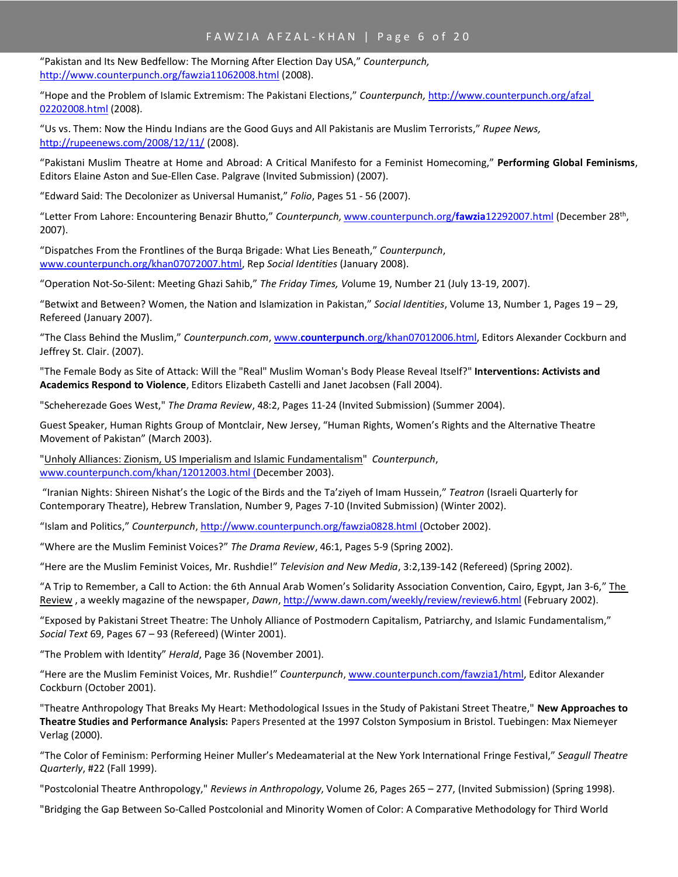"Pakistan and Its New Bedfellow: The Morning After Election Day USA," *Counterpunch,* http://www.counterpunch.org/fawzia11062008.html (2008).

"Hope and the Problem of Islamic Extremism: The Pakistani Elections," *Counterpunch,* http://www.counterpunch.org/afzal 02202008.html (2008).

"Us vs. Them: Now the Hindu Indians are the Good Guys and All Pakistanis are Muslim Terrorists," *Rupee News,* http://rupeenews.com/2008/12/11/ (2008).

"Pakistani Muslim Theatre at Home and Abroad: A Critical Manifesto for a Feminist Homecoming," **Performing Global Feminisms**, Editors Elaine Aston and Sue-Ellen Case. Palgrave (Invited Submission) (2007).

"Edward Said: The Decolonizer as Universal Humanist," *Folio*, Pages 51 - 56 (2007).

"Letter From Lahore: Encountering Benazir Bhutto," *Counterpunch,* www.counterpunch.org/**fawzia**12292007.html (December 28th, 2007).

"Dispatches From the Frontlines of the Burqa Brigade: What Lies Beneath," *Counterpunch*, www.counterpunch.org/khan07072007.html, Rep *Social Identities* (January 2008).

"Operation Not-So-Silent: Meeting Ghazi Sahib," *The Friday Times, V*olume 19, Number 21 (July 13-19, 2007).

"Betwixt and Between? Women, the Nation and Islamization in Pakistan," *Social Identities*, Volume 13, Number 1, Pages 19 – 29, Refereed (January 2007).

"The Class Behind the Muslim," *Counterpunch.com*, www.**counterpunch**.org/khan07012006.html, Editors Alexander Cockburn and Jeffrey St. Clair. (2007).

"The Female Body as Site of Attack: Will the "Real" Muslim Woman's Body Please Reveal Itself?" **Interventions: Activists and Academics Respond to Violence**, Editors Elizabeth Castelli and Janet Jacobsen (Fall 2004).

"Scheherezade Goes West," *The Drama Review*, 48:2, Pages 11-24 (Invited Submission) (Summer 2004).

Guest Speaker, Human Rights Group of Montclair, New Jersey, "Human Rights, Women's Rights and the Alternative Theatre Movement of Pakistan" (March 2003).

"Unholy Alliances: Zionism, US Imperialism and Islamic Fundamentalism" *Counterpunch*, www.counterpunch.com/khan/12012003.html (December 2003).

"Iranian Nights: Shireen Nishat's the Logic of the Birds and the Ta'ziyeh of Imam Hussein," *Teatron* (Israeli Quarterly for Contemporary Theatre), Hebrew Translation, Number 9, Pages 7-10 (Invited Submission) (Winter 2002).

"Islam and Politics," *Counterpunch*, http://www.counterpunch.org/fawzia0828.html (October 2002).

"Where are the Muslim Feminist Voices?" *The Drama Review*, 46:1, Pages 5-9 (Spring 2002).

"Here are the Muslim Feminist Voices, Mr. Rushdie!" *Television and New Media*, 3:2,139-142 (Refereed) (Spring 2002).

"A Trip to Remember, a Call to Action: the 6th Annual Arab Women's Solidarity Association Convention, Cairo, Egypt, Jan 3-6," The Review , a weekly magazine of the newspaper, *Dawn*, http://www.dawn.com/weekly/review/review6.html (February 2002).

"Exposed by Pakistani Street Theatre: The Unholy Alliance of Postmodern Capitalism, Patriarchy, and Islamic Fundamentalism," *Social Text* 69, Pages 67 – 93 (Refereed) (Winter 2001).

"The Problem with Identity" *Herald*, Page 36 (November 2001).

"Here are the Muslim Feminist Voices, Mr. Rushdie!" *Counterpunch*, www.counterpunch.com/fawzia1/html, Editor Alexander Cockburn (October 2001).

"Theatre Anthropology That Breaks My Heart: Methodological Issues in the Study of Pakistani Street Theatre," **New Approaches to Theatre Studies and Performance Analysis:** Papers Presented at the 1997 Colston Symposium in Bristol. Tuebingen: Max Niemeyer Verlag (2000).

"The Color of Feminism: Performing Heiner Muller's Medeamaterial at the New York International Fringe Festival," *Seagull Theatre Quarterly*, #22 (Fall 1999).

"Postcolonial Theatre Anthropology," *Reviews in Anthropology*, Volume 26, Pages 265 – 277, (Invited Submission) (Spring 1998).

"Bridging the Gap Between So-Called Postcolonial and Minority Women of Color: A Comparative Methodology for Third World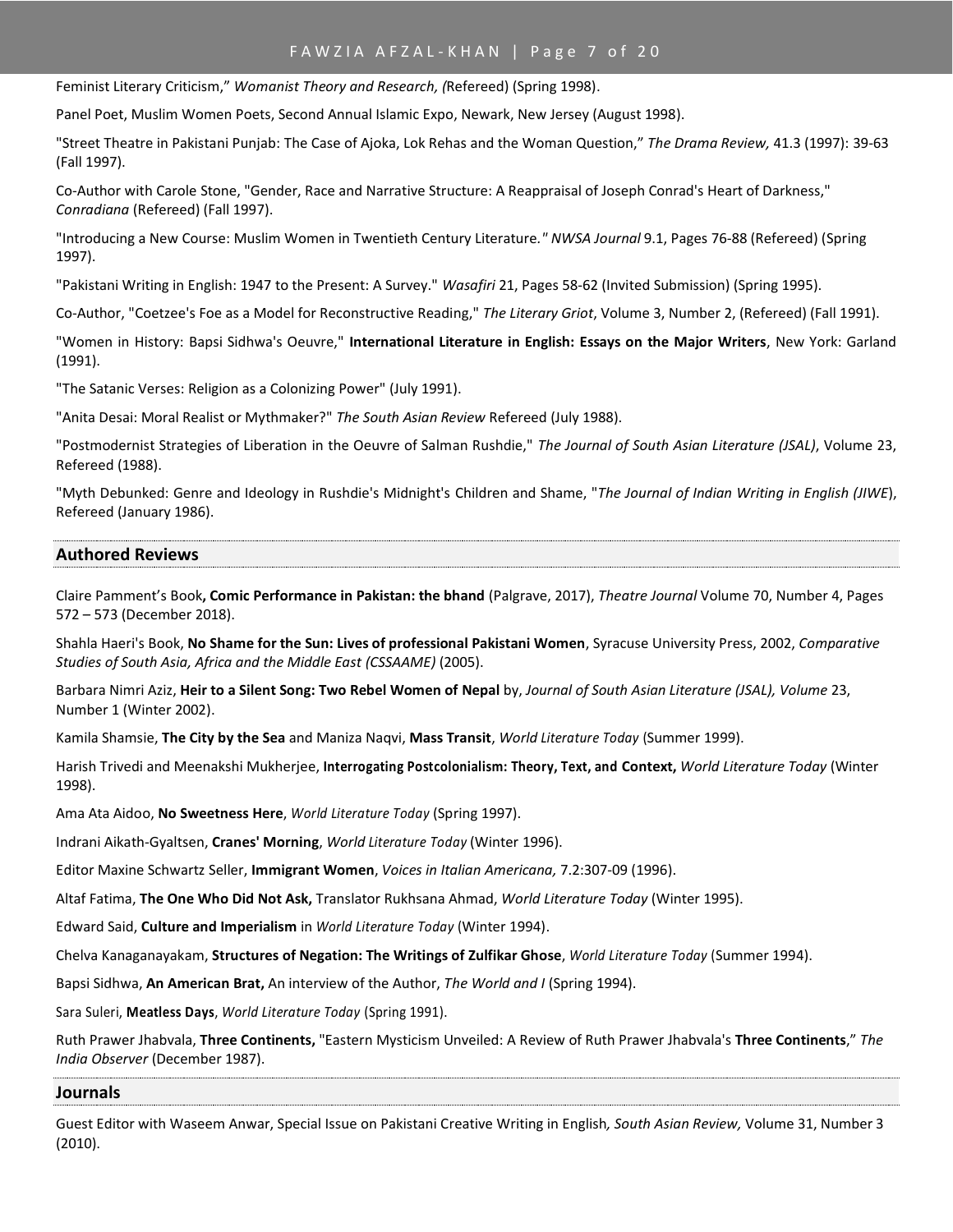Feminist Literary Criticism," *Womanist Theory and Research, (*Refereed) (Spring 1998).

Panel Poet, Muslim Women Poets, Second Annual Islamic Expo, Newark, New Jersey (August 1998).

"Street Theatre in Pakistani Punjab: The Case of Ajoka, Lok Rehas and the Woman Question," *The Drama Review,* 41.3 (1997): 39-63 (Fall 1997).

Co-Author with Carole Stone, "Gender, Race and Narrative Structure: A Reappraisal of Joseph Conrad's Heart of Darkness," *Conradiana* (Refereed) (Fall 1997).

"Introducing a New Course: Muslim Women in Twentieth Century Literature.*" NWSA Journal* 9.1, Pages 76-88 (Refereed) (Spring 1997).

"Pakistani Writing in English: 1947 to the Present: A Survey." *Wasafiri* 21, Pages 58-62 (Invited Submission) (Spring 1995).

Co-Author, "Coetzee's Foe as a Model for Reconstructive Reading," *The Literary Griot*, Volume 3, Number 2, (Refereed) (Fall 1991).

"Women in History: Bapsi Sidhwa's Oeuvre," **International Literature in English: Essays on the Major Writers**, New York: Garland (1991).

"The Satanic Verses: Religion as a Colonizing Power" (July 1991).

"Anita Desai: Moral Realist or Mythmaker?" *The South Asian Review* Refereed (July 1988).

"Postmodernist Strategies of Liberation in the Oeuvre of Salman Rushdie," *The Journal of South Asian Literature (JSAL)*, Volume 23, Refereed (1988).

"Myth Debunked: Genre and Ideology in Rushdie's Midnight's Children and Shame, "*The Journal of Indian Writing in English (JIWE*), Refereed (January 1986).

## Authored Reviews

Claire Pamment's Book**, Comic Performance in Pakistan: the bhand** (Palgrave, 2017), *Theatre Journal* Volume 70, Number 4, Pages 572 – 573 (December 2018).

Shahla Haeri's Book, **No Shame for the Sun: Lives of professional Pakistani Women**, Syracuse University Press, 2002, *Comparative Studies of South Asia, Africa and the Middle East (CSSAAME)* (2005).

Barbara Nimri Aziz, **Heir to a Silent Song: Two Rebel Women of Nepal** by, *Journal of South Asian Literature (JSAL), Volume* 23, Number 1 (Winter 2002).

Kamila Shamsie, **The City by the Sea** and Maniza Naqvi, **Mass Transit**, *World Literature Today* (Summer 1999).

Harish Trivedi and Meenakshi Mukherjee, **Interrogating Postcolonialism: Theory, Text, and Context,** *World Literature Today* (Winter 1998).

Ama Ata Aidoo, **No Sweetness Here**, *World Literature Today* (Spring 1997).

Indrani Aikath-Gyaltsen, **Cranes' Morning**, *World Literature Today* (Winter 1996).

Editor Maxine Schwartz Seller, **Immigrant Women**, *Voices in Italian Americana,* 7.2:307-09 (1996).

Altaf Fatima, **The One Who Did Not Ask,** Translator Rukhsana Ahmad, *World Literature Today* (Winter 1995).

Edward Said, **Culture and Imperialism** in *World Literature Today* (Winter 1994).

Chelva Kanaganayakam, **Structures of Negation: The Writings of Zulfikar Ghose**, *World Literature Today* (Summer 1994).

Bapsi Sidhwa, **An American Brat,** An interview of the Author, *The World and I* (Spring 1994).

Sara Suleri, **Meatless Days**, *World Literature Today* (Spring 1991).

Ruth Prawer Jhabvala, **Three Continents,** "Eastern Mysticism Unveiled: A Review of Ruth Prawer Jhabvala's **Three Continents**," *The India Observer* (December 1987).

## Journals

Guest Editor with Waseem Anwar, Special Issue on Pakistani Creative Writing in English*, South Asian Review,* Volume 31, Number 3 (2010).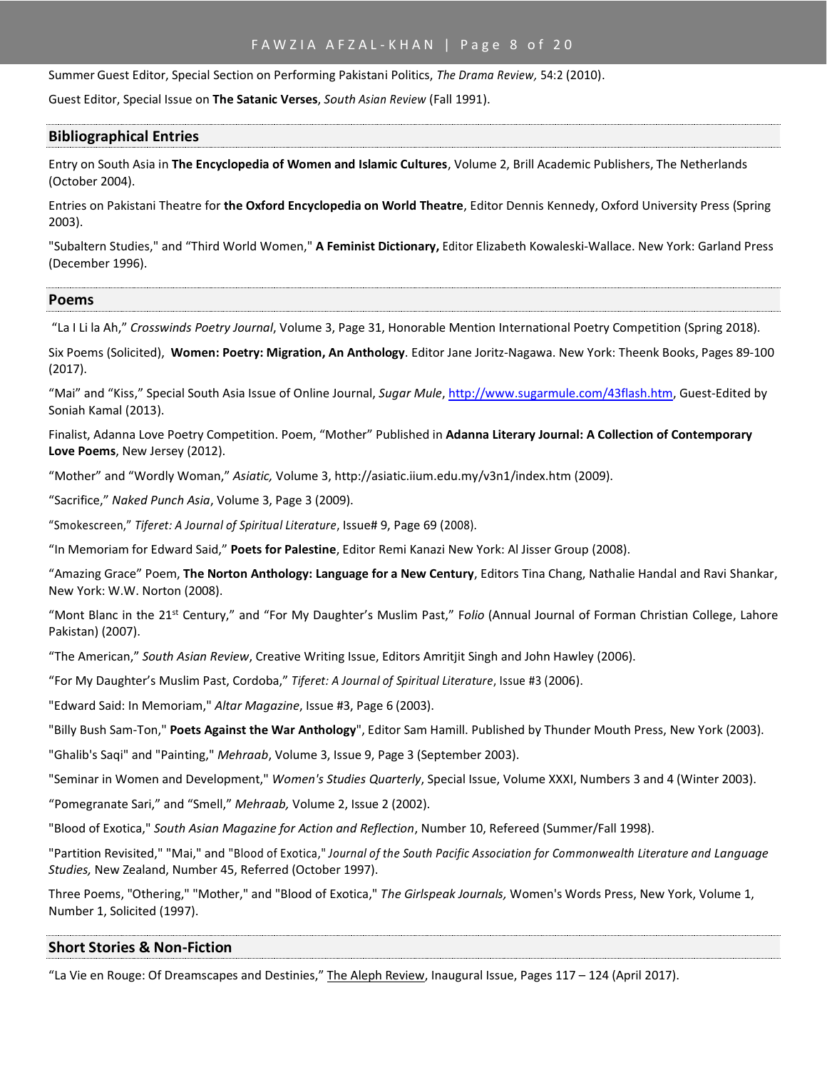Summer Guest Editor, Special Section on Performing Pakistani Politics, *The Drama Review,* 54:2 (2010).

Guest Editor, Special Issue on **The Satanic Verses**, *South Asian Review* (Fall 1991).

## Bibliographical Entries

Entry on South Asia in **The Encyclopedia of Women and Islamic Cultures**, Volume 2, Brill Academic Publishers, The Netherlands (October 2004).

Entries on Pakistani Theatre for **the Oxford Encyclopedia on World Theatre**, Editor Dennis Kennedy, Oxford University Press (Spring 2003).

"Subaltern Studies," and "Third World Women," **A Feminist Dictionary,** Editor Elizabeth Kowaleski-Wallace. New York: Garland Press (December 1996).

## Poems

"La I Li la Ah," *Crosswinds Poetry Journal*, Volume 3, Page 31, Honorable Mention International Poetry Competition (Spring 2018).

Six Poems (Solicited), **Women: Poetry: Migration, An Anthology**. Editor Jane Joritz-Nagawa. New York: Theenk Books, Pages 89-100 (2017).

"Mai" and "Kiss," Special South Asia Issue of Online Journal, *Sugar Mule*, http://www.sugarmule.com/43flash.htm, Guest-Edited by Soniah Kamal (2013).

Finalist, Adanna Love Poetry Competition. Poem, "Mother" Published in **Adanna Literary Journal: A Collection of Contemporary Love Poems**, New Jersey (2012).

"Mother" and "Wordly Woman," *Asiatic,* Volume 3, http://asiatic.iium.edu.my/v3n1/index.htm (2009).

"Sacrifice," *Naked Punch Asia*, Volume 3, Page 3 (2009).

"Smokescreen," *Tiferet: A Journal of Spiritual Literature*, Issue# 9, Page 69 (2008).

"In Memoriam for Edward Said," **Poets for Palestine**, Editor Remi Kanazi New York: Al Jisser Group (2008).

"Amazing Grace" Poem, **The Norton Anthology: Language for a New Century**, Editors Tina Chang, Nathalie Handal and Ravi Shankar, New York: W.W. Norton (2008).

"Mont Blanc in the 21st Century," and "For My Daughter's Muslim Past," F*olio* (Annual Journal of Forman Christian College, Lahore Pakistan) (2007).

"The American," *South Asian Review*, Creative Writing Issue, Editors Amritjit Singh and John Hawley (2006).

"For My Daughter's Muslim Past, Cordoba," *Tiferet: A Journal of Spiritual Literature*, Issue #3 (2006).

"Edward Said: In Memoriam," *Altar Magazine*, Issue #3, Page 6 (2003).

"Billy Bush Sam-Ton," **Poets Against the War Anthology**", Editor Sam Hamill. Published by Thunder Mouth Press, New York (2003).

"Ghalib's Saqi" and "Painting," *Mehraab*, Volume 3, Issue 9, Page 3 (September 2003).

"Seminar in Women and Development," *Women's Studies Quarterly*, Special Issue, Volume XXXI, Numbers 3 and 4 (Winter 2003).

"Pomegranate Sari," and "Smell," *Mehraab,* Volume 2, Issue 2 (2002).

"Blood of Exotica," *South Asian Magazine for Action and Reflection*, Number 10, Refereed (Summer/Fall 1998).

"Partition Revisited," "Mai," and "Blood of Exotica," *Journal of the South Pacific Association for Commonwealth Literature and Language Studies,* New Zealand, Number 45, Referred (October 1997).

Three Poems, "Othering," "Mother," and "Blood of Exotica," *The Girlspeak Journals,* Women's Words Press, New York, Volume 1, Number 1, Solicited (1997).

## Short Stories & Non-Fiction

"La Vie en Rouge: Of Dreamscapes and Destinies," The Aleph Review, Inaugural Issue, Pages 117 – 124 (April 2017).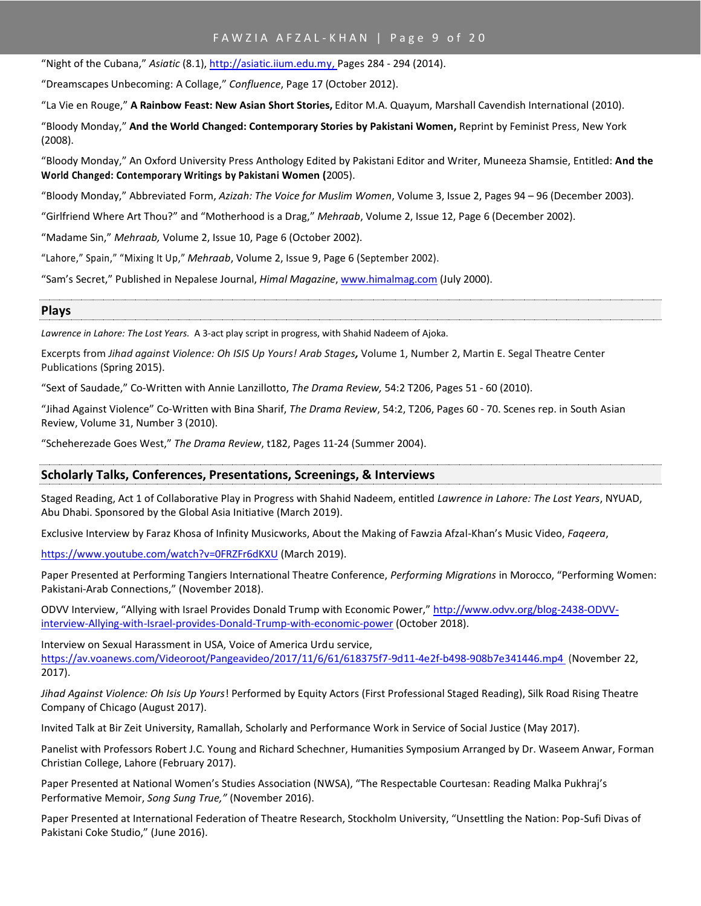"Night of the Cubana," *Asiatic* (8.1), http://asiatic.iium.edu.my, Pages 284 - 294 (2014).

"Dreamscapes Unbecoming: A Collage," *Confluence*, Page 17 (October 2012).

"La Vie en Rouge," **A Rainbow Feast: New Asian Short Stories,** Editor M.A. Quayum, Marshall Cavendish International (2010).

"Bloody Monday," **And the World Changed: Contemporary Stories by Pakistani Women,** Reprint by Feminist Press, New York (2008).

"Bloody Monday," An Oxford University Press Anthology Edited by Pakistani Editor and Writer, Muneeza Shamsie, Entitled: **And the World Changed: Contemporary Writings by Pakistani Women (**2005).

"Bloody Monday," Abbreviated Form, *Azizah: The Voice for Muslim Women*, Volume 3, Issue 2, Pages 94 – 96 (December 2003).

"Girlfriend Where Art Thou?" and "Motherhood is a Drag," *Mehraab*, Volume 2, Issue 12, Page 6 (December 2002).

"Madame Sin," *Mehraab,* Volume 2, Issue 10, Page 6 (October 2002).

"Lahore," Spain," "Mixing It Up," *Mehraab*, Volume 2, Issue 9, Page 6 (September 2002).

"Sam's Secret," Published in Nepalese Journal, *Himal Magazine*, www.himalmag.com (July 2000).

## Plays

*Lawrence in Lahore: The Lost Years.* A 3-act play script in progress, with Shahid Nadeem of Ajoka.

Excerpts from *Jihad against Violence: Oh ISIS Up Yours! Arab Stages***,** Volume 1, Number 2, Martin E. Segal Theatre Center Publications (Spring 2015).

"Sext of Saudade," Co-Written with Annie Lanzillotto, *The Drama Review,* 54:2 T206, Pages 51 - 60 (2010).

"Jihad Against Violence" Co-Written with Bina Sharif, *The Drama Review*, 54:2, T206, Pages 60 - 70. Scenes rep. in South Asian Review, Volume 31, Number 3 (2010).

"Scheherezade Goes West," *The Drama Review*, t182, Pages 11-24 (Summer 2004).

## Scholarly Talks, Conferences, Presentations, Screenings, & Interviews

Staged Reading, Act 1 of Collaborative Play in Progress with Shahid Nadeem, entitled *Lawrence in Lahore: The Lost Years*, NYUAD, Abu Dhabi. Sponsored by the Global Asia Initiative (March 2019).

Exclusive Interview by Faraz Khosa of Infinity Musicworks, About the Making of Fawzia Afzal-Khan's Music Video, *Faqeera*,

https://www.youtube.com/watch?v=0FRZFr6dKXU (March 2019).

Paper Presented at Performing Tangiers International Theatre Conference, *Performing Migrations* in Morocco, "Performing Women: Pakistani-Arab Connections," (November 2018).

ODVV Interview, "Allying with Israel Provides Donald Trump with Economic Power," http://www.odvv.org/blog-2438-ODVV-interview-Allying-with-Israel-provides-Donald-Trump-with-economic-power (October 2018).

Interview on Sexual Harassment in USA, Voice of America Urdu service, https://av.voanews.com/Videoroot/Pangeavideo/2017/11/6/61/618375f7-9d11-4e2f-b498-908b7e341446.mp4 (November 22, 2017).

*Jihad Against Violence: Oh Isis Up Yours*! Performed by Equity Actors (First Professional Staged Reading), Silk Road Rising Theatre Company of Chicago (August 2017).

Invited Talk at Bir Zeit University, Ramallah, Scholarly and Performance Work in Service of Social Justice (May 2017).

Panelist with Professors Robert J.C. Young and Richard Schechner, Humanities Symposium Arranged by Dr. Waseem Anwar, Forman Christian College, Lahore (February 2017).

Paper Presented at National Women's Studies Association (NWSA), "The Respectable Courtesan: Reading Malka Pukhraj's Performative Memoir, *Song Sung True,"* (November 2016).

Paper Presented at International Federation of Theatre Research, Stockholm University, "Unsettling the Nation: Pop-Sufi Divas of Pakistani Coke Studio," (June 2016).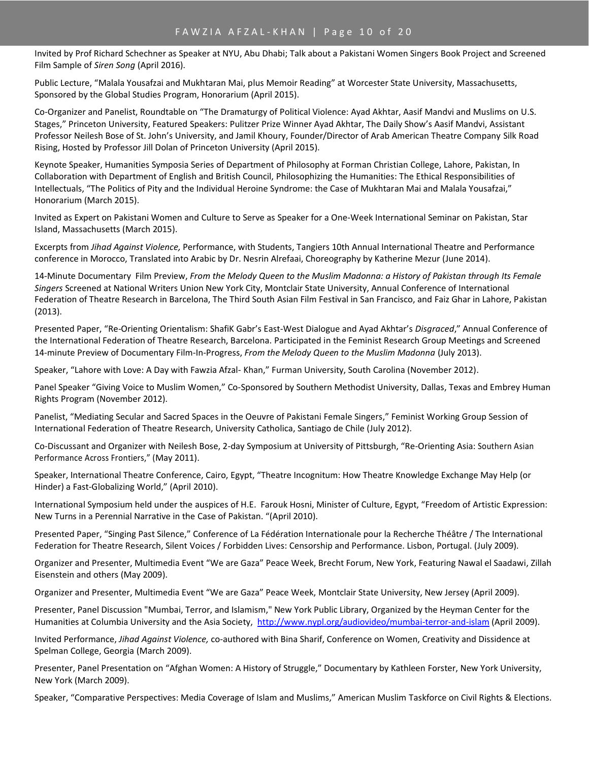Invited by Prof Richard Schechner as Speaker at NYU, Abu Dhabi; Talk about a Pakistani Women Singers Book Project and Screened Film Sample of *Siren Song* (April 2016).

Public Lecture, "Malala Yousafzai and Mukhtaran Mai, plus Memoir Reading" at Worcester State University, Massachusetts, Sponsored by the Global Studies Program, Honorarium (April 2015).

Co-Organizer and Panelist, Roundtable on "The Dramaturgy of Political Violence: Ayad Akhtar, Aasif Mandvi and Muslims on U.S. Stages," Princeton University, Featured Speakers: Pulitzer Prize Winner Ayad Akhtar, The Daily Show's Aasif Mandvi, Assistant Professor Neilesh Bose of St. John's University, and Jamil Khoury, Founder/Director of Arab American Theatre Company Silk Road Rising, Hosted by Professor Jill Dolan of Princeton University (April 2015).

Keynote Speaker, Humanities Symposia Series of Department of Philosophy at Forman Christian College, Lahore, Pakistan, In Collaboration with Department of English and British Council, Philosophizing the Humanities: The Ethical Responsibilities of Intellectuals, "The Politics of Pity and the Individual Heroine Syndrome: the Case of Mukhtaran Mai and Malala Yousafzai," Honorarium (March 2015).

Invited as Expert on Pakistani Women and Culture to Serve as Speaker for a One-Week International Seminar on Pakistan, Star Island, Massachusetts (March 2015).

Excerpts from *Jihad Against Violence,* Performance, with Students, Tangiers 10th Annual International Theatre and Performance conference in Morocco, Translated into Arabic by Dr. Nesrin Alrefaai, Choreography by Katherine Mezur (June 2014).

14-Minute Documentary Film Preview, *From the Melody Queen to the Muslim Madonna: a History of Pakistan through Its Female Singers* Screened at National Writers Union New York City, Montclair State University, Annual Conference of International Federation of Theatre Research in Barcelona, The Third South Asian Film Festival in San Francisco, and Faiz Ghar in Lahore, Pakistan (2013).

Presented Paper, "Re-Orienting Orientalism: ShafiK Gabr's East-West Dialogue and Ayad Akhtar's *Disgraced*," Annual Conference of the International Federation of Theatre Research, Barcelona. Participated in the Feminist Research Group Meetings and Screened 14-minute Preview of Documentary Film-In-Progress, *From the Melody Queen to the Muslim Madonna* (July 2013).

Speaker, "Lahore with Love: A Day with Fawzia Afzal- Khan," Furman University, South Carolina (November 2012).

Panel Speaker "Giving Voice to Muslim Women," Co-Sponsored by Southern Methodist University, Dallas, Texas and Embrey Human Rights Program (November 2012).

Panelist, "Mediating Secular and Sacred Spaces in the Oeuvre of Pakistani Female Singers," Feminist Working Group Session of International Federation of Theatre Research, University Catholica, Santiago de Chile (July 2012).

Co-Discussant and Organizer with Neilesh Bose, 2-day Symposium at University of Pittsburgh, "Re-Orienting Asia: Southern Asian Performance Across Frontiers," (May 2011).

Speaker, International Theatre Conference, Cairo, Egypt, "Theatre Incognitum: How Theatre Knowledge Exchange May Help (or Hinder) a Fast-Globalizing World," (April 2010).

International Symposium held under the auspices of H.E. Farouk Hosni, Minister of Culture, Egypt, "Freedom of Artistic Expression: New Turns in a Perennial Narrative in the Case of Pakistan. "(April 2010).

Presented Paper, "Singing Past Silence," Conference of La Fédération Internationale pour la Recherche Théâtre / The International Federation for Theatre Research, Silent Voices / Forbidden Lives: Censorship and Performance. Lisbon, Portugal. (July 2009).

Organizer and Presenter, Multimedia Event "We are Gaza" Peace Week, Brecht Forum, New York, Featuring Nawal el Saadawi, Zillah Eisenstein and others (May 2009).

Organizer and Presenter, Multimedia Event "We are Gaza" Peace Week, Montclair State University, New Jersey (April 2009).

Presenter, Panel Discussion "Mumbai, Terror, and Islamism," New York Public Library, Organized by the Heyman Center for the Humanities at Columbia University and the Asia Society, http://www.nypl.org/audiovideo/mumbai-terror-and-islam (April 2009).

Invited Performance, *Jihad Against Violence,* co-authored with Bina Sharif, Conference on Women, Creativity and Dissidence at Spelman College, Georgia (March 2009).

Presenter, Panel Presentation on "Afghan Women: A History of Struggle," Documentary by Kathleen Forster, New York University, New York (March 2009).

Speaker, "Comparative Perspectives: Media Coverage of Islam and Muslims," American Muslim Taskforce on Civil Rights & Elections.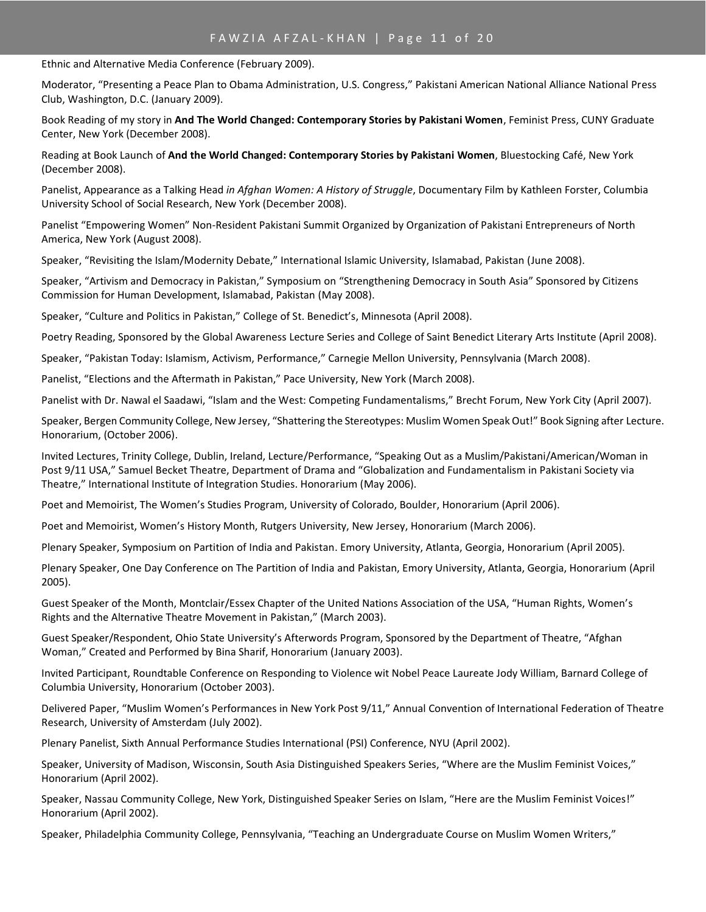Ethnic and Alternative Media Conference (February 2009).

Moderator, "Presenting a Peace Plan to Obama Administration, U.S. Congress," Pakistani American National Alliance National Press Club, Washington, D.C. (January 2009).

Book Reading of my story in **And The World Changed: Contemporary Stories by Pakistani Women**, Feminist Press, CUNY Graduate Center, New York (December 2008).

Reading at Book Launch of **And the World Changed: Contemporary Stories by Pakistani Women**, Bluestocking Café, New York (December 2008).

Panelist, Appearance as a Talking Head *in Afghan Women: A History of Struggle*, Documentary Film by Kathleen Forster, Columbia University School of Social Research, New York (December 2008).

Panelist "Empowering Women" Non-Resident Pakistani Summit Organized by Organization of Pakistani Entrepreneurs of North America, New York (August 2008).

Speaker, "Revisiting the Islam/Modernity Debate," International Islamic University, Islamabad, Pakistan (June 2008).

Speaker, "Artivism and Democracy in Pakistan," Symposium on "Strengthening Democracy in South Asia" Sponsored by Citizens Commission for Human Development, Islamabad, Pakistan (May 2008).

Speaker, "Culture and Politics in Pakistan," College of St. Benedict's, Minnesota (April 2008).

Poetry Reading, Sponsored by the Global Awareness Lecture Series and College of Saint Benedict Literary Arts Institute (April 2008).

Speaker, "Pakistan Today: Islamism, Activism, Performance," Carnegie Mellon University, Pennsylvania (March 2008).

Panelist, "Elections and the Aftermath in Pakistan," Pace University, New York (March 2008).

Panelist with Dr. Nawal el Saadawi, "Islam and the West: Competing Fundamentalisms," Brecht Forum, New York City (April 2007).

Speaker, Bergen Community College, New Jersey, "Shattering the Stereotypes: Muslim Women Speak Out!" Book Signing after Lecture. Honorarium, (October 2006).

Invited Lectures, Trinity College, Dublin, Ireland, Lecture/Performance, "Speaking Out as a Muslim/Pakistani/American/Woman in Post 9/11 USA," Samuel Becket Theatre, Department of Drama and "Globalization and Fundamentalism in Pakistani Society via Theatre," International Institute of Integration Studies. Honorarium (May 2006).

Poet and Memoirist, The Women's Studies Program, University of Colorado, Boulder, Honorarium (April 2006).

Poet and Memoirist, Women's History Month, Rutgers University, New Jersey, Honorarium (March 2006).

Plenary Speaker, Symposium on Partition of India and Pakistan. Emory University, Atlanta, Georgia, Honorarium (April 2005).

Plenary Speaker, One Day Conference on The Partition of India and Pakistan, Emory University, Atlanta, Georgia, Honorarium (April 2005).

Guest Speaker of the Month, Montclair/Essex Chapter of the United Nations Association of the USA, "Human Rights, Women's Rights and the Alternative Theatre Movement in Pakistan," (March 2003).

Guest Speaker/Respondent, Ohio State University's Afterwords Program, Sponsored by the Department of Theatre, "Afghan Woman," Created and Performed by Bina Sharif, Honorarium (January 2003).

Invited Participant, Roundtable Conference on Responding to Violence wit Nobel Peace Laureate Jody William, Barnard College of Columbia University, Honorarium (October 2003).

Delivered Paper, "Muslim Women's Performances in New York Post 9/11," Annual Convention of International Federation of Theatre Research, University of Amsterdam (July 2002).

Plenary Panelist, Sixth Annual Performance Studies International (PSI) Conference, NYU (April 2002).

Speaker, University of Madison, Wisconsin, South Asia Distinguished Speakers Series, "Where are the Muslim Feminist Voices," Honorarium (April 2002).

Speaker, Nassau Community College, New York, Distinguished Speaker Series on Islam, "Here are the Muslim Feminist Voices!" Honorarium (April 2002).

Speaker, Philadelphia Community College, Pennsylvania, "Teaching an Undergraduate Course on Muslim Women Writers,"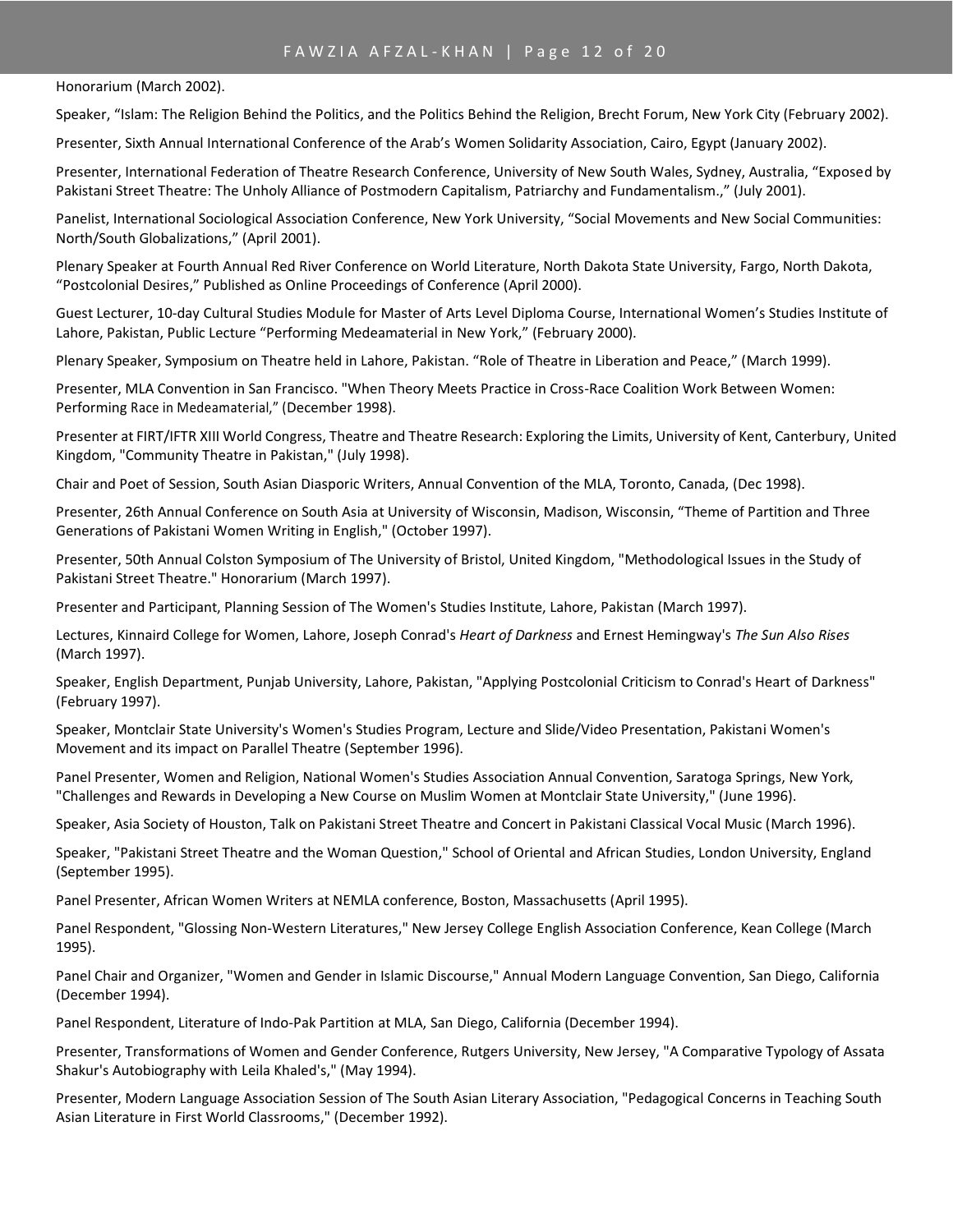Honorarium (March 2002).

Speaker, “Islam: The Religion Behind the Politics, and the Politics Behind the Religion, Brecht Forum, New York City (February 2002).

Presenter, Sixth Annual International Conference of the Arab’s Women Solidarity Association, Cairo, Egypt (January 2002).

Presenter, International Federation of Theatre Research Conference, University of New South Wales, Sydney, Australia, “Exposed by Pakistani Street Theatre: The Unholy Alliance of Postmodern Capitalism, Patriarchy and Fundamentalism.,” (July 2001).

Panelist, International Sociological Association Conference, New York University, “Social Movements and New Social Communities: North/South Globalizations,” (April 2001).

Plenary Speaker at Fourth Annual Red River Conference on World Literature, North Dakota State University, Fargo, North Dakota, “Postcolonial Desires,” Published as Online Proceedings of Conference (April 2000).

Guest Lecturer, 10-day Cultural Studies Module for Master of Arts Level Diploma Course, International Women’s Studies Institute of Lahore, Pakistan, Public Lecture “Performing Medeamaterial in New York,” (February 2000).

Plenary Speaker, Symposium on Theatre held in Lahore, Pakistan. “Role of Theatre in Liberation and Peace,” (March 1999).

Presenter, MLA Convention in San Francisco. "When Theory Meets Practice in Cross-Race Coalition Work Between Women: Performing Race in Medeamaterial,” (December 1998).

Presenter at FIRT/IFTR XIII World Congress, Theatre and Theatre Research: Exploring the Limits, University of Kent, Canterbury, United Kingdom, "Community Theatre in Pakistan," (July 1998).

Chair and Poet of Session, South Asian Diasporic Writers, Annual Convention of the MLA, Toronto, Canada, (Dec 1998).

Presenter, 26th Annual Conference on South Asia at University of Wisconsin, Madison, Wisconsin, “Theme of Partition and Three Generations of Pakistani Women Writing in English," (October 1997).

Presenter, 50th Annual Colston Symposium of The University of Bristol, United Kingdom, "Methodological Issues in the Study of Pakistani Street Theatre." Honorarium (March 1997).

Presenter and Participant, Planning Session of The Women's Studies Institute, Lahore, Pakistan (March 1997).

Lectures, Kinnaird College for Women, Lahore, Joseph Conrad's *Heart of Darkness* and Ernest Hemingway's *The Sun Also Rises* (March 1997).

Speaker, English Department, Punjab University, Lahore, Pakistan, "Applying Postcolonial Criticism to Conrad's Heart of Darkness" (February 1997).

Speaker, Montclair State University's Women's Studies Program, Lecture and Slide/Video Presentation, Pakistani Women's Movement and its impact on Parallel Theatre (September 1996).

Panel Presenter, Women and Religion, National Women's Studies Association Annual Convention, Saratoga Springs, New York, "Challenges and Rewards in Developing a New Course on Muslim Women at Montclair State University," (June 1996).

Speaker, Asia Society of Houston, Talk on Pakistani Street Theatre and Concert in Pakistani Classical Vocal Music (March 1996).

Speaker, "Pakistani Street Theatre and the Woman Question," School of Oriental and African Studies, London University, England (September 1995).

Panel Presenter, African Women Writers at NEMLA conference, Boston, Massachusetts (April 1995).

Panel Respondent, "Glossing Non-Western Literatures," New Jersey College English Association Conference, Kean College (March 1995).

Panel Chair and Organizer, "Women and Gender in Islamic Discourse," Annual Modern Language Convention, San Diego, California (December 1994).

Panel Respondent, Literature of Indo-Pak Partition at MLA, San Diego, California (December 1994).

Presenter, Transformations of Women and Gender Conference, Rutgers University, New Jersey, "A Comparative Typology of Assata Shakur's Autobiography with Leila Khaled's," (May 1994).

Presenter, Modern Language Association Session of The South Asian Literary Association, "Pedagogical Concerns in Teaching South Asian Literature in First World Classrooms," (December 1992).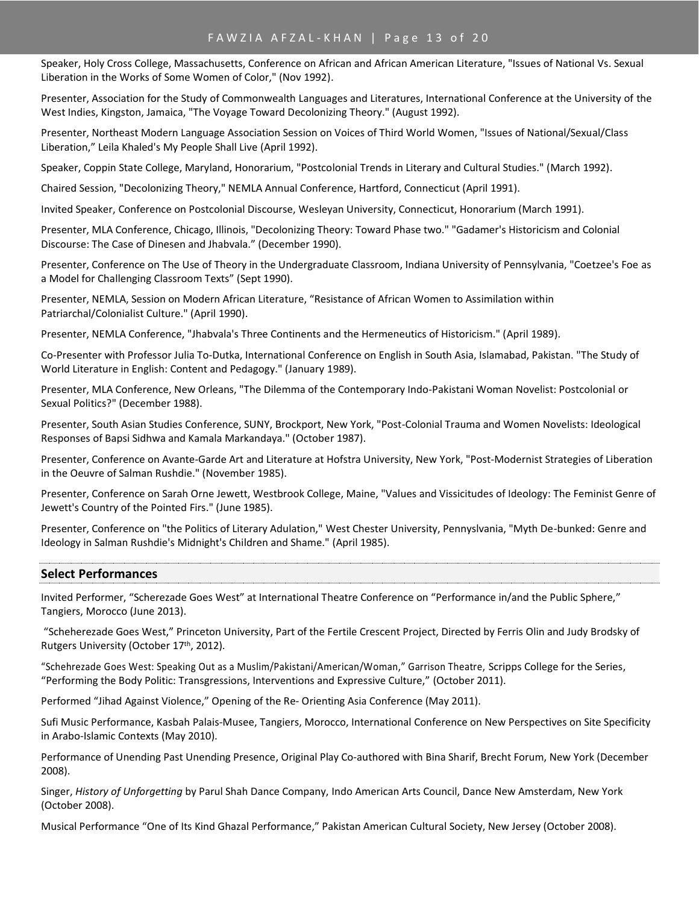Speaker, Holy Cross College, Massachusetts, Conference on African and African American Literature, "Issues of National Vs. Sexual Liberation in the Works of Some Women of Color," (Nov 1992).

Presenter, Association for the Study of Commonwealth Languages and Literatures, International Conference at the University of the West Indies, Kingston, Jamaica, "The Voyage Toward Decolonizing Theory." (August 1992).

Presenter, Northeast Modern Language Association Session on Voices of Third World Women, "Issues of National/Sexual/Class Liberation," Leila Khaled's My People Shall Live (April 1992).

Speaker, Coppin State College, Maryland, Honorarium, "Postcolonial Trends in Literary and Cultural Studies." (March 1992).

Chaired Session, "Decolonizing Theory," NEMLA Annual Conference, Hartford, Connecticut (April 1991).

Invited Speaker, Conference on Postcolonial Discourse, Wesleyan University, Connecticut, Honorarium (March 1991).

Presenter, MLA Conference, Chicago, Illinois, "Decolonizing Theory: Toward Phase two." "Gadamer's Historicism and Colonial Discourse: The Case of Dinesen and Jhabvala." (December 1990).

Presenter, Conference on The Use of Theory in the Undergraduate Classroom, Indiana University of Pennsylvania, "Coetzee's Foe as a Model for Challenging Classroom Texts" (Sept 1990).

Presenter, NEMLA, Session on Modern African Literature, "Resistance of African Women to Assimilation within Patriarchal/Colonialist Culture." (April 1990).

Presenter, NEMLA Conference, "Jhabvala's Three Continents and the Hermeneutics of Historicism." (April 1989).

Co-Presenter with Professor Julia To-Dutka, International Conference on English in South Asia, Islamabad, Pakistan. "The Study of World Literature in English: Content and Pedagogy." (January 1989).

Presenter, MLA Conference, New Orleans, "The Dilemma of the Contemporary Indo-Pakistani Woman Novelist: Postcolonial or Sexual Politics?" (December 1988).

Presenter, South Asian Studies Conference, SUNY, Brockport, New York, "Post-Colonial Trauma and Women Novelists: Ideological Responses of Bapsi Sidhwa and Kamala Markandaya." (October 1987).

Presenter, Conference on Avante-Garde Art and Literature at Hofstra University, New York, "Post-Modernist Strategies of Liberation in the Oeuvre of Salman Rushdie." (November 1985).

Presenter, Conference on Sarah Orne Jewett, Westbrook College, Maine, "Values and Vissicitudes of Ideology: The Feminist Genre of Jewett's Country of the Pointed Firs." (June 1985).

Presenter, Conference on "the Politics of Literary Adulation," West Chester University, Pennyslvania, "Myth De-bunked: Genre and Ideology in Salman Rushdie's Midnight's Children and Shame." (April 1985).

## Select Performances

Invited Performer, "Scherezade Goes West" at International Theatre Conference on "Performance in/and the Public Sphere," Tangiers, Morocco (June 2013).

"Scheherezade Goes West," Princeton University, Part of the Fertile Crescent Project, Directed by Ferris Olin and Judy Brodsky of Rutgers University (October 17th, 2012).

"Schehrezade Goes West: Speaking Out as a Muslim/Pakistani/American/Woman," Garrison Theatre, Scripps College for the Series, "Performing the Body Politic: Transgressions, Interventions and Expressive Culture," (October 2011).

Performed "Jihad Against Violence," Opening of the Re- Orienting Asia Conference (May 2011).

Sufi Music Performance, Kasbah Palais-Musee, Tangiers, Morocco, International Conference on New Perspectives on Site Specificity in Arabo-Islamic Contexts (May 2010).

Performance of Unending Past Unending Presence, Original Play Co-authored with Bina Sharif, Brecht Forum, New York (December 2008).

Singer, *History of Unforgetting* by Parul Shah Dance Company, Indo American Arts Council, Dance New Amsterdam, New York (October 2008).

Musical Performance "One of Its Kind Ghazal Performance," Pakistan American Cultural Society, New Jersey (October 2008).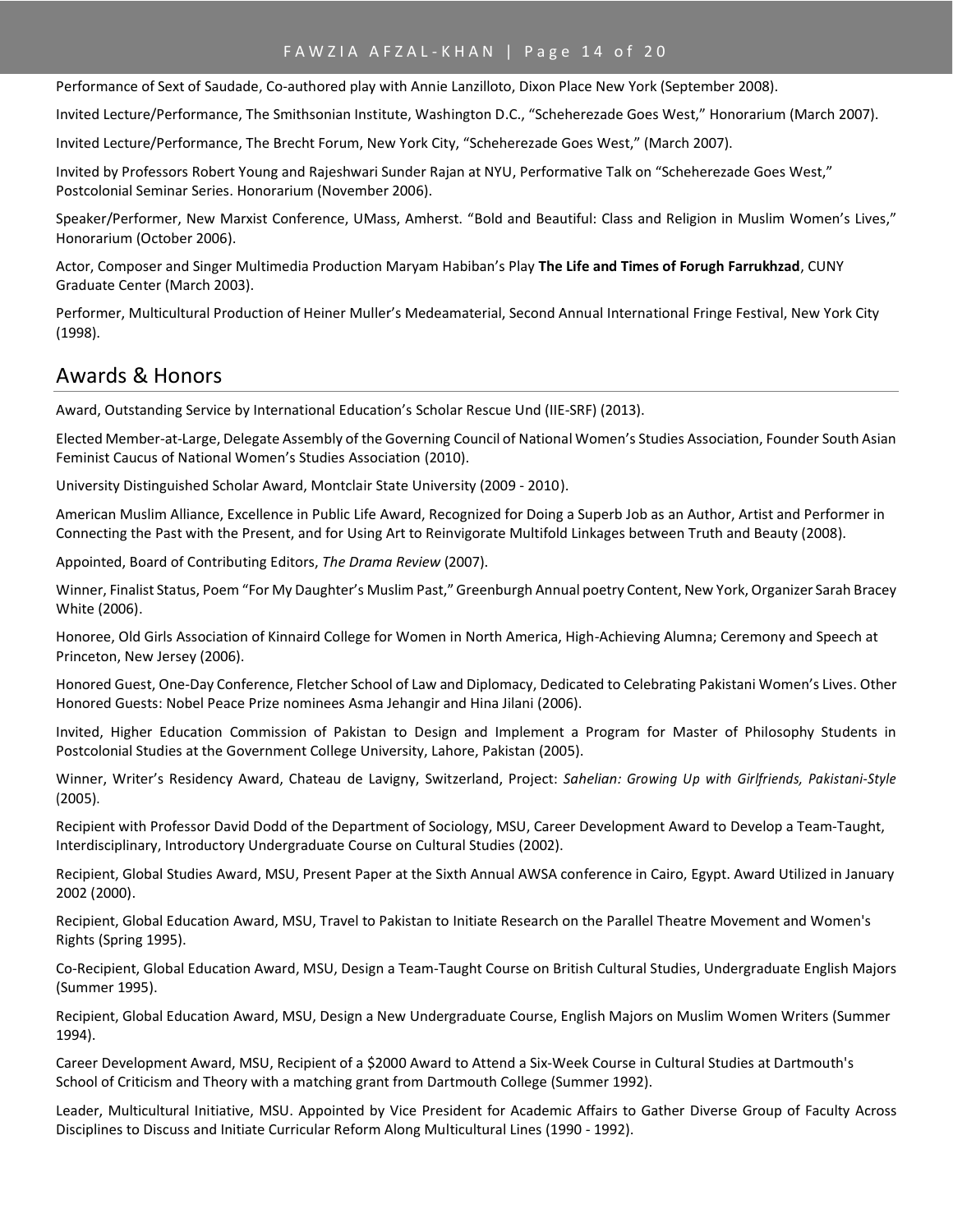Performance of Sext of Saudade, Co-authored play with Annie Lanzilloto, Dixon Place New York (September 2008).

Invited Lecture/Performance, The Smithsonian Institute, Washington D.C., "Scheherezade Goes West," Honorarium (March 2007).

Invited Lecture/Performance, The Brecht Forum, New York City, "Scheherezade Goes West," (March 2007).

Invited by Professors Robert Young and Rajeshwari Sunder Rajan at NYU, Performative Talk on "Scheherezade Goes West," Postcolonial Seminar Series. Honorarium (November 2006).

Speaker/Performer, New Marxist Conference, UMass, Amherst. "Bold and Beautiful: Class and Religion in Muslim Women's Lives," Honorarium (October 2006).

Actor, Composer and Singer Multimedia Production Maryam Habiban's Play **The Life and Times of Forugh Farrukhzad**, CUNY Graduate Center (March 2003).

Performer, Multicultural Production of Heiner Muller's Medeamaterial, Second Annual International Fringe Festival, New York City (1998).

## Awards & Honors

Award, Outstanding Service by International Education's Scholar Rescue Und (IIE-SRF) (2013).

Elected Member-at-Large, Delegate Assembly of the Governing Council of National Women's Studies Association, Founder South Asian Feminist Caucus of National Women's Studies Association (2010).

University Distinguished Scholar Award, Montclair State University (2009 - 2010).

American Muslim Alliance, Excellence in Public Life Award, Recognized for Doing a Superb Job as an Author, Artist and Performer in Connecting the Past with the Present, and for Using Art to Reinvigorate Multifold Linkages between Truth and Beauty (2008).

Appointed, Board of Contributing Editors, *The Drama Review* (2007).

Winner, Finalist Status, Poem "For My Daughter's Muslim Past," Greenburgh Annual poetry Content, New York, Organizer Sarah Bracey White (2006).

Honoree, Old Girls Association of Kinnaird College for Women in North America, High-Achieving Alumna; Ceremony and Speech at Princeton, New Jersey (2006).

Honored Guest, One-Day Conference, Fletcher School of Law and Diplomacy, Dedicated to Celebrating Pakistani Women's Lives. Other Honored Guests: Nobel Peace Prize nominees Asma Jehangir and Hina Jilani (2006).

Invited, Higher Education Commission of Pakistan to Design and Implement a Program for Master of Philosophy Students in Postcolonial Studies at the Government College University, Lahore, Pakistan (2005).

Winner, Writer's Residency Award, Chateau de Lavigny, Switzerland, Project: *Sahelian: Growing Up with Girlfriends, Pakistani-Style* (2005).

Recipient with Professor David Dodd of the Department of Sociology, MSU, Career Development Award to Develop a Team-Taught, Interdisciplinary, Introductory Undergraduate Course on Cultural Studies (2002).

Recipient, Global Studies Award, MSU, Present Paper at the Sixth Annual AWSA conference in Cairo, Egypt. Award Utilized in January 2002 (2000).

Recipient, Global Education Award, MSU, Travel to Pakistan to Initiate Research on the Parallel Theatre Movement and Women's Rights (Spring 1995).

Co-Recipient, Global Education Award, MSU, Design a Team-Taught Course on British Cultural Studies, Undergraduate English Majors (Summer 1995).

Recipient, Global Education Award, MSU, Design a New Undergraduate Course, English Majors on Muslim Women Writers (Summer 1994).

Career Development Award, MSU, Recipient of a $2000 Award to Attend a Six-Week Course in Cultural Studies at Dartmouth's School of Criticism and Theory with a matching grant from Dartmouth College (Summer 1992).

Leader, Multicultural Initiative, MSU. Appointed by Vice President for Academic Affairs to Gather Diverse Group of Faculty Across Disciplines to Discuss and Initiate Curricular Reform Along Multicultural Lines (1990 - 1992).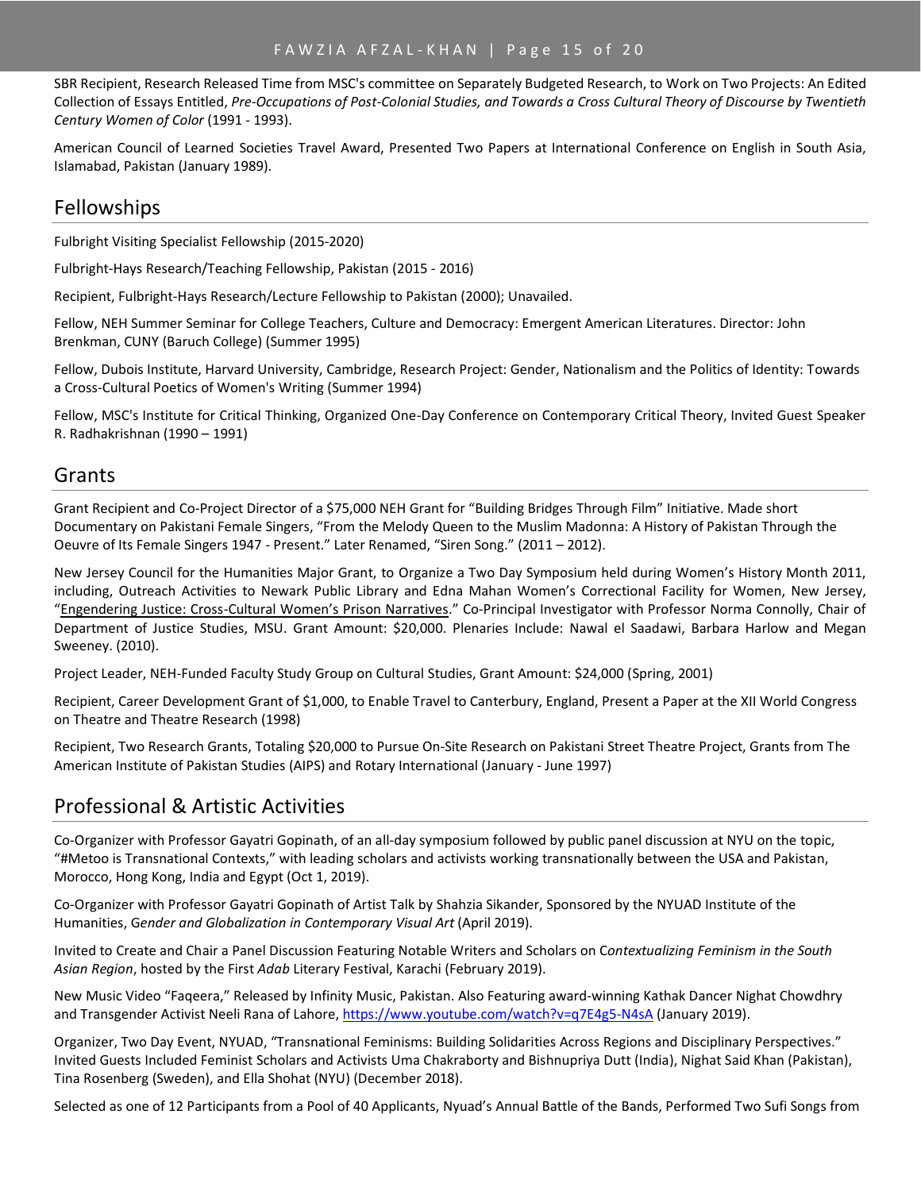SBR Recipient, Research Released Time from MSC's committee on Separately Budgeted Research, to Work on Two Projects: An Edited Collection of Essays Entitled, *Pre-Occupations of Post-Colonial Studies, and Towards a Cross Cultural Theory of Discourse by Twentieth Century Women of Color* (1991 - 1993).

American Council of Learned Societies Travel Award, Presented Two Papers at International Conference on English in South Asia, Islamabad, Pakistan (January 1989).

## Fellowships

Fulbright Visiting Specialist Fellowship (2015-2020)

Fulbright-Hays Research/Teaching Fellowship, Pakistan (2015 - 2016)

Recipient, Fulbright-Hays Research/Lecture Fellowship to Pakistan (2000); Unavailed.

Fellow, NEH Summer Seminar for College Teachers, Culture and Democracy: Emergent American Literatures. Director: John Brenkman, CUNY (Baruch College) (Summer 1995)

Fellow, Dubois Institute, Harvard University, Cambridge, Research Project: Gender, Nationalism and the Politics of Identity: Towards a Cross-Cultural Poetics of Women's Writing (Summer 1994)

Fellow, MSC's Institute for Critical Thinking, Organized One-Day Conference on Contemporary Critical Theory, Invited Guest Speaker R. Radhakrishnan (1990 – 1991)

## Grants

Grant Recipient and Co-Project Director of a $75,000 NEH Grant for "Building Bridges Through Film" Initiative. Made short Documentary on Pakistani Female Singers, "From the Melody Queen to the Muslim Madonna: A History of Pakistan Through the Oeuvre of Its Female Singers 1947 - Present." Later Renamed, "Siren Song." (2011 – 2012).

New Jersey Council for the Humanities Major Grant, to Organize a Two Day Symposium held during Women's History Month 2011, including, Outreach Activities to Newark Public Library and Edna Mahan Women's Correctional Facility for Women, New Jersey, "Engendering Justice: Cross-Cultural Women's Prison Narratives." Co-Principal Investigator with Professor Norma Connolly, Chair of Department of Justice Studies, MSU. Grant Amount: $20,000. Plenaries Include: Nawal el Saadawi, Barbara Harlow and Megan Sweeney. (2010).

Project Leader, NEH-Funded Faculty Study Group on Cultural Studies, Grant Amount: $24,000 (Spring, 2001)

Recipient, Career Development Grant of $1,000, to Enable Travel to Canterbury, England, Present a Paper at the XII World Congress on Theatre and Theatre Research (1998)

Recipient, Two Research Grants, Totaling $20,000 to Pursue On-Site Research on Pakistani Street Theatre Project, Grants from The American Institute of Pakistan Studies (AIPS) and Rotary International (January - June 1997)

## Professional & Artistic Activities

Co-Organizer with Professor Gayatri Gopinath, of an all-day symposium followed by public panel discussion at NYU on the topic, "#Metoo is Transnational Contexts," with leading scholars and activists working transnationally between the USA and Pakistan, Morocco, Hong Kong, India and Egypt (Oct 1, 2019).

Co-Organizer with Professor Gayatri Gopinath of Artist Talk by Shahzia Sikander, Sponsored by the NYUAD Institute of the Humanities, G*ender and Globalization in Contemporary Visual Art* (April 2019).

Invited to Create and Chair a Panel Discussion Featuring Notable Writers and Scholars on C*ontextualizing Feminism in the South Asian Region*, hosted by the First *Adab* Literary Festival, Karachi (February 2019).

New Music Video "Faqeera," Released by Infinity Music, Pakistan. Also Featuring award-winning Kathak Dancer Nighat Chowdhry and Transgender Activist Neeli Rana of Lahore, https://www.youtube.com/watch?v=q7E4g5-N4sA (January 2019).

Organizer, Two Day Event, NYUAD, "Transnational Feminisms: Building Solidarities Across Regions and Disciplinary Perspectives." Invited Guests Included Feminist Scholars and Activists Uma Chakraborty and Bishnupriya Dutt (India), Nighat Said Khan (Pakistan), Tina Rosenberg (Sweden), and Ella Shohat (NYU) (December 2018).

Selected as one of 12 Participants from a Pool of 40 Applicants, Nyuad's Annual Battle of the Bands, Performed Two Sufi Songs from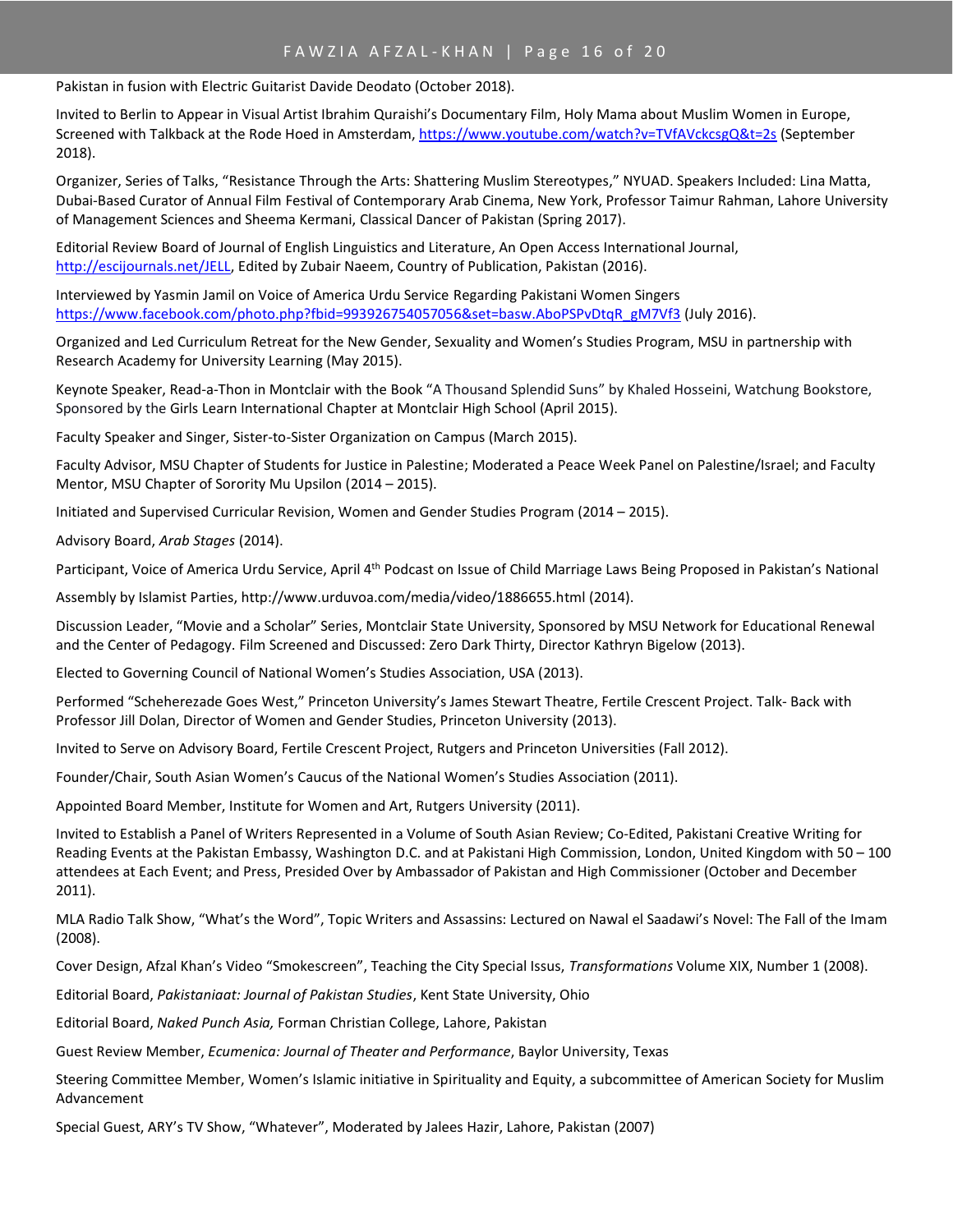Pakistan in fusion with Electric Guitarist Davide Deodato (October 2018).

Invited to Berlin to Appear in Visual Artist Ibrahim Quraishi's Documentary Film, Holy Mama about Muslim Women in Europe, Screened with Talkback at the Rode Hoed in Amsterdam, https://www.youtube.com/watch?v=TVfAVckcsgQ&t=2s (September 2018).

Organizer, Series of Talks, "Resistance Through the Arts: Shattering Muslim Stereotypes," NYUAD. Speakers Included: Lina Matta, Dubai-Based Curator of Annual Film Festival of Contemporary Arab Cinema, New York, Professor Taimur Rahman, Lahore University of Management Sciences and Sheema Kermani, Classical Dancer of Pakistan (Spring 2017).

Editorial Review Board of Journal of English Linguistics and Literature, An Open Access International Journal, http://escijournals.net/JELL, Edited by Zubair Naeem, Country of Publication, Pakistan (2016).

Interviewed by Yasmin Jamil on Voice of America Urdu Service Regarding Pakistani Women Singers https://www.facebook.com/photo.php?fbid=993926754057056&set=basw.AboPSPvDtqR_gM7Vf3 (July 2016).

Organized and Led Curriculum Retreat for the New Gender, Sexuality and Women's Studies Program, MSU in partnership with Research Academy for University Learning (May 2015).

Keynote Speaker, Read-a-Thon in Montclair with the Book "A Thousand Splendid Suns" by Khaled Hosseini, Watchung Bookstore, Sponsored by the Girls Learn International Chapter at Montclair High School (April 2015).

Faculty Speaker and Singer, Sister-to-Sister Organization on Campus (March 2015).

Faculty Advisor, MSU Chapter of Students for Justice in Palestine; Moderated a Peace Week Panel on Palestine/Israel; and Faculty Mentor, MSU Chapter of Sorority Mu Upsilon (2014 – 2015).

Initiated and Supervised Curricular Revision, Women and Gender Studies Program (2014 – 2015).

Advisory Board, *Arab Stages* (2014).

Participant, Voice of America Urdu Service, April 4th Podcast on Issue of Child Marriage Laws Being Proposed in Pakistan's National Assembly by Islamist Parties, http://www.urduvoa.com/media/video/1886655.html (2014).

Discussion Leader, "Movie and a Scholar" Series, Montclair State University, Sponsored by MSU Network for Educational Renewal and the Center of Pedagogy. Film Screened and Discussed: Zero Dark Thirty, Director Kathryn Bigelow (2013).

Elected to Governing Council of National Women's Studies Association, USA (2013).

Performed "Scheherezade Goes West," Princeton University's James Stewart Theatre, Fertile Crescent Project. Talk- Back with Professor Jill Dolan, Director of Women and Gender Studies, Princeton University (2013).

Invited to Serve on Advisory Board, Fertile Crescent Project, Rutgers and Princeton Universities (Fall 2012).

Founder/Chair, South Asian Women's Caucus of the National Women's Studies Association (2011).

Appointed Board Member, Institute for Women and Art, Rutgers University (2011).

Invited to Establish a Panel of Writers Represented in a Volume of South Asian Review; Co-Edited, Pakistani Creative Writing for Reading Events at the Pakistan Embassy, Washington D.C. and at Pakistani High Commission, London, United Kingdom with 50 – 100 attendees at Each Event; and Press, Presided Over by Ambassador of Pakistan and High Commissioner (October and December 2011).

MLA Radio Talk Show, "What's the Word", Topic Writers and Assassins: Lectured on Nawal el Saadawi's Novel: The Fall of the Imam (2008).

Cover Design, Afzal Khan's Video "Smokescreen", Teaching the City Special Issus, *Transformations* Volume XIX, Number 1 (2008).

Editorial Board, *Pakistaniaat: Journal of Pakistan Studies*, Kent State University, Ohio

Editorial Board, *Naked Punch Asia,* Forman Christian College, Lahore, Pakistan

Guest Review Member, *Ecumenica: Journal of Theater and Performance*, Baylor University, Texas

Steering Committee Member, Women's Islamic initiative in Spirituality and Equity, a subcommittee of American Society for Muslim Advancement

Special Guest, ARY's TV Show, "Whatever", Moderated by Jalees Hazir, Lahore, Pakistan (2007)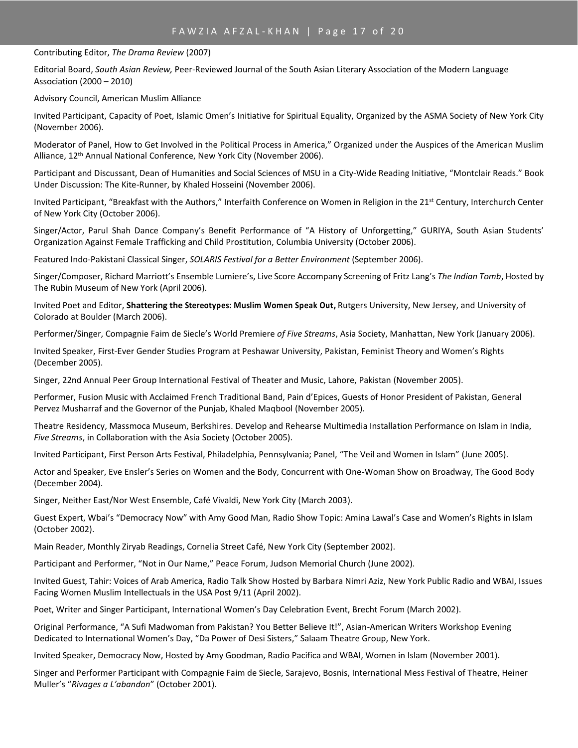Contributing Editor, *The Drama Review* (2007)

Editorial Board, *South Asian Review,* Peer-Reviewed Journal of the South Asian Literary Association of the Modern Language Association (2000 – 2010)

Advisory Council, American Muslim Alliance

Invited Participant, Capacity of Poet, Islamic Omen's Initiative for Spiritual Equality, Organized by the ASMA Society of New York City (November 2006).

Moderator of Panel, How to Get Involved in the Political Process in America," Organized under the Auspices of the American Muslim Alliance, 12th Annual National Conference, New York City (November 2006).

Participant and Discussant, Dean of Humanities and Social Sciences of MSU in a City-Wide Reading Initiative, "Montclair Reads." Book Under Discussion: The Kite-Runner, by Khaled Hosseini (November 2006).

Invited Participant, "Breakfast with the Authors," Interfaith Conference on Women in Religion in the 21st Century, Interchurch Center of New York City (October 2006).

Singer/Actor, Parul Shah Dance Company's Benefit Performance of "A History of Unforgetting," GURIYA, South Asian Students' Organization Against Female Trafficking and Child Prostitution, Columbia University (October 2006).

Featured Indo-Pakistani Classical Singer, *SOLARIS Festival for a Better Environment* (September 2006).

Singer/Composer, Richard Marriott's Ensemble Lumiere's, Live Score Accompany Screening of Fritz Lang's *The Indian Tomb*, Hosted by The Rubin Museum of New York (April 2006).

Invited Poet and Editor, **Shattering the Stereotypes: Muslim Women Speak Out,** Rutgers University, New Jersey, and University of Colorado at Boulder (March 2006).

Performer/Singer, Compagnie Faim de Siecle's World Premiere *of Five Streams*, Asia Society, Manhattan, New York (January 2006).

Invited Speaker, First-Ever Gender Studies Program at Peshawar University, Pakistan, Feminist Theory and Women's Rights (December 2005).

Singer, 22nd Annual Peer Group International Festival of Theater and Music, Lahore, Pakistan (November 2005).

Performer, Fusion Music with Acclaimed French Traditional Band, Pain d'Epices, Guests of Honor President of Pakistan, General Pervez Musharraf and the Governor of the Punjab, Khaled Maqbool (November 2005).

Theatre Residency, Massmoca Museum, Berkshires. Develop and Rehearse Multimedia Installation Performance on Islam in India, *Five Streams*, in Collaboration with the Asia Society (October 2005).

Invited Participant, First Person Arts Festival, Philadelphia, Pennsylvania; Panel, "The Veil and Women in Islam" (June 2005).

Actor and Speaker, Eve Ensler's Series on Women and the Body, Concurrent with One-Woman Show on Broadway, The Good Body (December 2004).

Singer, Neither East/Nor West Ensemble, Café Vivaldi, New York City (March 2003).

Guest Expert, Wbai's "Democracy Now" with Amy Good Man, Radio Show Topic: Amina Lawal's Case and Women's Rights in Islam (October 2002).

Main Reader, Monthly Ziryab Readings, Cornelia Street Café, New York City (September 2002).

Participant and Performer, "Not in Our Name," Peace Forum, Judson Memorial Church (June 2002).

Invited Guest, Tahir: Voices of Arab America, Radio Talk Show Hosted by Barbara Nimri Aziz, New York Public Radio and WBAI, Issues Facing Women Muslim Intellectuals in the USA Post 9/11 (April 2002).

Poet, Writer and Singer Participant, International Women's Day Celebration Event, Brecht Forum (March 2002).

Original Performance, "A Sufi Madwoman from Pakistan? You Better Believe It!", Asian-American Writers Workshop Evening Dedicated to International Women's Day, "Da Power of Desi Sisters," Salaam Theatre Group, New York.

Invited Speaker, Democracy Now, Hosted by Amy Goodman, Radio Pacifica and WBAI, Women in Islam (November 2001).

Singer and Performer Participant with Compagnie Faim de Siecle, Sarajevo, Bosnis, International Mess Festival of Theatre, Heiner Muller's "*Rivages a L'abandon*" (October 2001).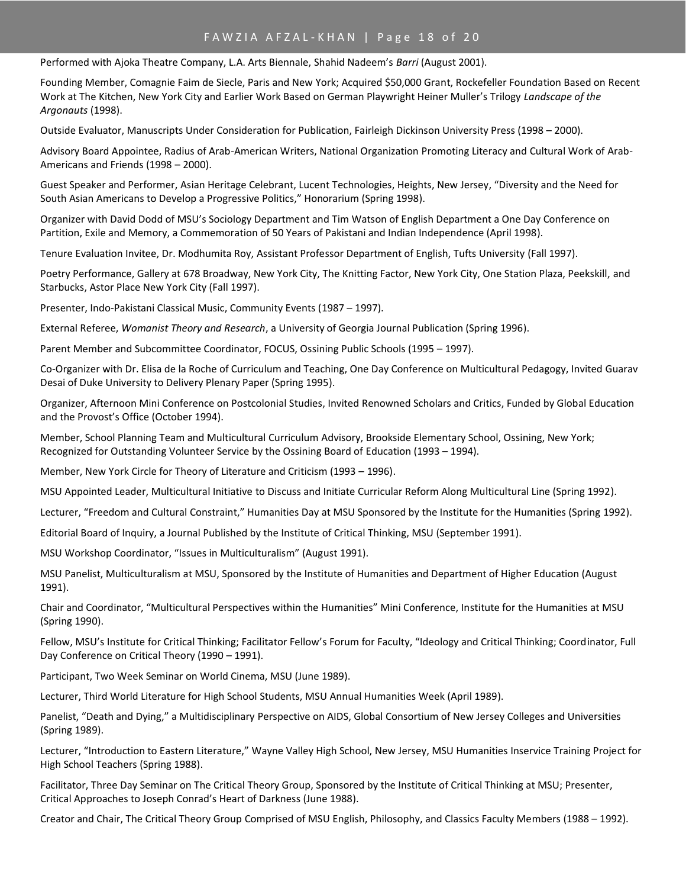Performed with Ajoka Theatre Company, L.A. Arts Biennale, Shahid Nadeem's *Barri* (August 2001).

Founding Member, Comagnie Faim de Siecle, Paris and New York; Acquired $50,000 Grant, Rockefeller Foundation Based on Recent Work at The Kitchen, New York City and Earlier Work Based on German Playwright Heiner Muller's Trilogy *Landscape of the Argonauts* (1998).

Outside Evaluator, Manuscripts Under Consideration for Publication, Fairleigh Dickinson University Press (1998 – 2000).

Advisory Board Appointee, Radius of Arab-American Writers, National Organization Promoting Literacy and Cultural Work of Arab-Americans and Friends (1998 – 2000).

Guest Speaker and Performer, Asian Heritage Celebrant, Lucent Technologies, Heights, New Jersey, "Diversity and the Need for South Asian Americans to Develop a Progressive Politics," Honorarium (Spring 1998).

Organizer with David Dodd of MSU's Sociology Department and Tim Watson of English Department a One Day Conference on Partition, Exile and Memory, a Commemoration of 50 Years of Pakistani and Indian Independence (April 1998).

Tenure Evaluation Invitee, Dr. Modhumita Roy, Assistant Professor Department of English, Tufts University (Fall 1997).

Poetry Performance, Gallery at 678 Broadway, New York City, The Knitting Factor, New York City, One Station Plaza, Peekskill, and Starbucks, Astor Place New York City (Fall 1997).

Presenter, Indo-Pakistani Classical Music, Community Events (1987 – 1997).

External Referee, *Womanist Theory and Research*, a University of Georgia Journal Publication (Spring 1996).

Parent Member and Subcommittee Coordinator, FOCUS, Ossining Public Schools (1995 – 1997).

Co-Organizer with Dr. Elisa de la Roche of Curriculum and Teaching, One Day Conference on Multicultural Pedagogy, Invited Guarav Desai of Duke University to Delivery Plenary Paper (Spring 1995).

Organizer, Afternoon Mini Conference on Postcolonial Studies, Invited Renowned Scholars and Critics, Funded by Global Education and the Provost's Office (October 1994).

Member, School Planning Team and Multicultural Curriculum Advisory, Brookside Elementary School, Ossining, New York; Recognized for Outstanding Volunteer Service by the Ossining Board of Education (1993 – 1994).

Member, New York Circle for Theory of Literature and Criticism (1993 – 1996).

MSU Appointed Leader, Multicultural Initiative to Discuss and Initiate Curricular Reform Along Multicultural Line (Spring 1992).

Lecturer, "Freedom and Cultural Constraint," Humanities Day at MSU Sponsored by the Institute for the Humanities (Spring 1992).

Editorial Board of Inquiry, a Journal Published by the Institute of Critical Thinking, MSU (September 1991).

MSU Workshop Coordinator, "Issues in Multiculturalism" (August 1991).

MSU Panelist, Multiculturalism at MSU, Sponsored by the Institute of Humanities and Department of Higher Education (August 1991).

Chair and Coordinator, "Multicultural Perspectives within the Humanities" Mini Conference, Institute for the Humanities at MSU (Spring 1990).

Fellow, MSU's Institute for Critical Thinking; Facilitator Fellow's Forum for Faculty, "Ideology and Critical Thinking; Coordinator, Full Day Conference on Critical Theory (1990 – 1991).

Participant, Two Week Seminar on World Cinema, MSU (June 1989).

Lecturer, Third World Literature for High School Students, MSU Annual Humanities Week (April 1989).

Panelist, "Death and Dying," a Multidisciplinary Perspective on AIDS, Global Consortium of New Jersey Colleges and Universities (Spring 1989).

Lecturer, "Introduction to Eastern Literature," Wayne Valley High School, New Jersey, MSU Humanities Inservice Training Project for High School Teachers (Spring 1988).

Facilitator, Three Day Seminar on The Critical Theory Group, Sponsored by the Institute of Critical Thinking at MSU; Presenter, Critical Approaches to Joseph Conrad's Heart of Darkness (June 1988).

Creator and Chair, The Critical Theory Group Comprised of MSU English, Philosophy, and Classics Faculty Members (1988 – 1992).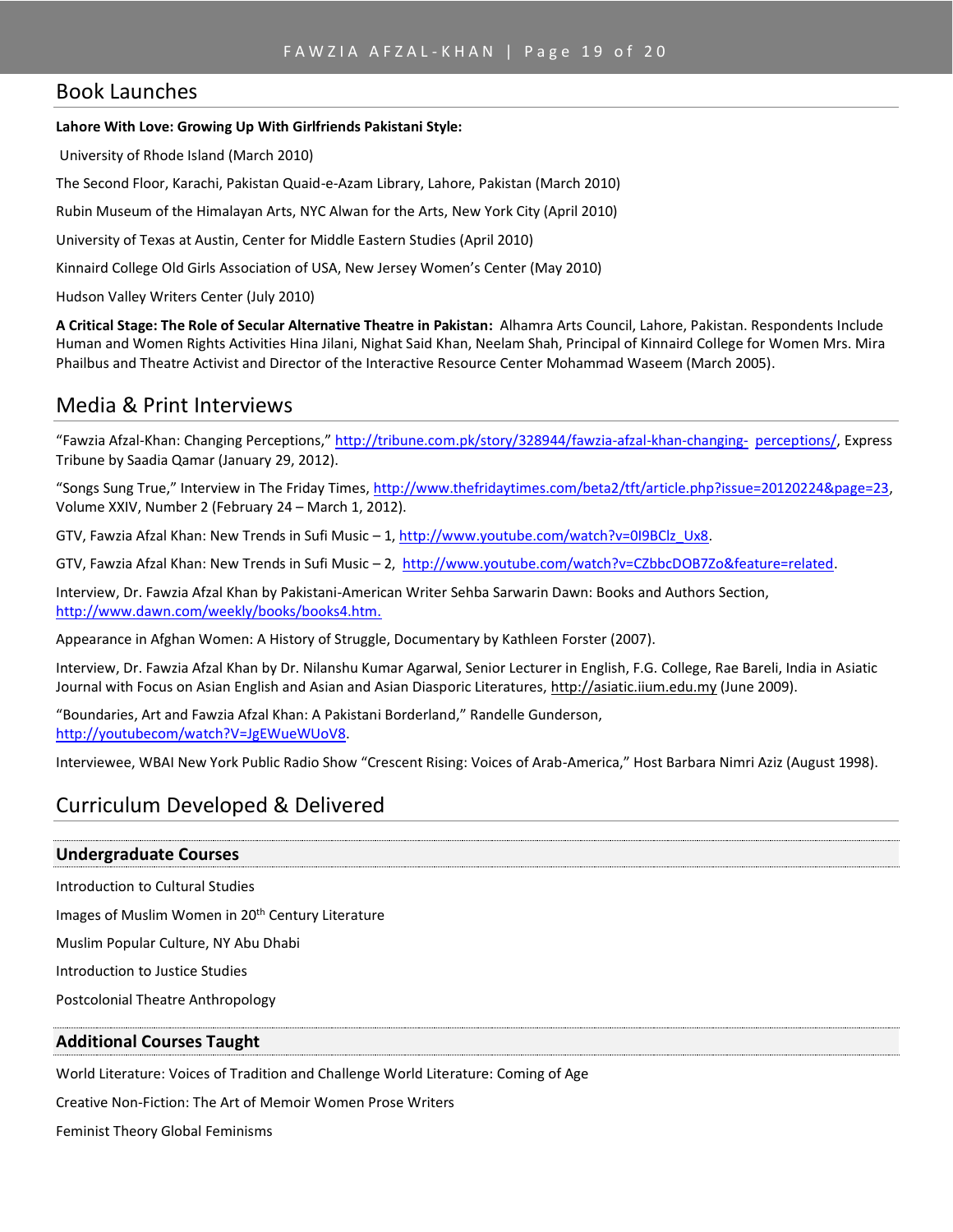## Book Launches

**Lahore With Love: Growing Up With Girlfriends Pakistani Style:**

University of Rhode Island (March 2010)

The Second Floor, Karachi, Pakistan Quaid-e-Azam Library, Lahore, Pakistan (March 2010)

Rubin Museum of the Himalayan Arts, NYC Alwan for the Arts, New York City (April 2010)

University of Texas at Austin, Center for Middle Eastern Studies (April 2010)

Kinnaird College Old Girls Association of USA, New Jersey Women's Center (May 2010)

Hudson Valley Writers Center (July 2010)

**A Critical Stage: The Role of Secular Alternative Theatre in Pakistan:** Alhamra Arts Council, Lahore, Pakistan. Respondents Include Human and Women Rights Activities Hina Jilani, Nighat Said Khan, Neelam Shah, Principal of Kinnaird College for Women Mrs. Mira Phailbus and Theatre Activist and Director of the Interactive Resource Center Mohammad Waseem (March 2005).

## Media & Print Interviews

"Fawzia Afzal-Khan: Changing Perceptions," http://tribune.com.pk/story/328944/fawzia-afzal-khan-changing- perceptions/, Express Tribune by Saadia Qamar (January 29, 2012).

"Songs Sung True," Interview in The Friday Times, http://www.thefridaytimes.com/beta2/tft/article.php?issue=20120224&page=23, Volume XXIV, Number 2 (February 24 – March 1, 2012).

GTV, Fawzia Afzal Khan: New Trends in Sufi Music – 1, http://www.youtube.com/watch?v=0I9BClz_Ux8.

GTV, Fawzia Afzal Khan: New Trends in Sufi Music – 2, http://www.youtube.com/watch?v=CZbbcDOB7Zo&feature=related.

Interview, Dr. Fawzia Afzal Khan by Pakistani-American Writer Sehba Sarwarin Dawn: Books and Authors Section, http://www.dawn.com/weekly/books/books4.htm.

Appearance in Afghan Women: A History of Struggle, Documentary by Kathleen Forster (2007).

Interview, Dr. Fawzia Afzal Khan by Dr. Nilanshu Kumar Agarwal, Senior Lecturer in English, F.G. College, Rae Bareli, India in Asiatic Journal with Focus on Asian English and Asian and Asian Diasporic Literatures, http://asiatic.iium.edu.my (June 2009).

"Boundaries, Art and Fawzia Afzal Khan: A Pakistani Borderland," Randelle Gunderson, http://youtubecom/watch?V=JgEWueWUoV8.

Interviewee, WBAI New York Public Radio Show "Crescent Rising: Voices of Arab-America," Host Barbara Nimri Aziz (August 1998).

## Curriculum Developed & Delivered

### Undergraduate Courses

Introduction to Cultural Studies

Images of Muslim Women in 20th Century Literature

Muslim Popular Culture, NY Abu Dhabi

Introduction to Justice Studies

Postcolonial Theatre Anthropology

### Additional Courses Taught

World Literature: Voices of Tradition and Challenge World Literature: Coming of Age

Creative Non-Fiction: The Art of Memoir Women Prose Writers

Feminist Theory Global Feminisms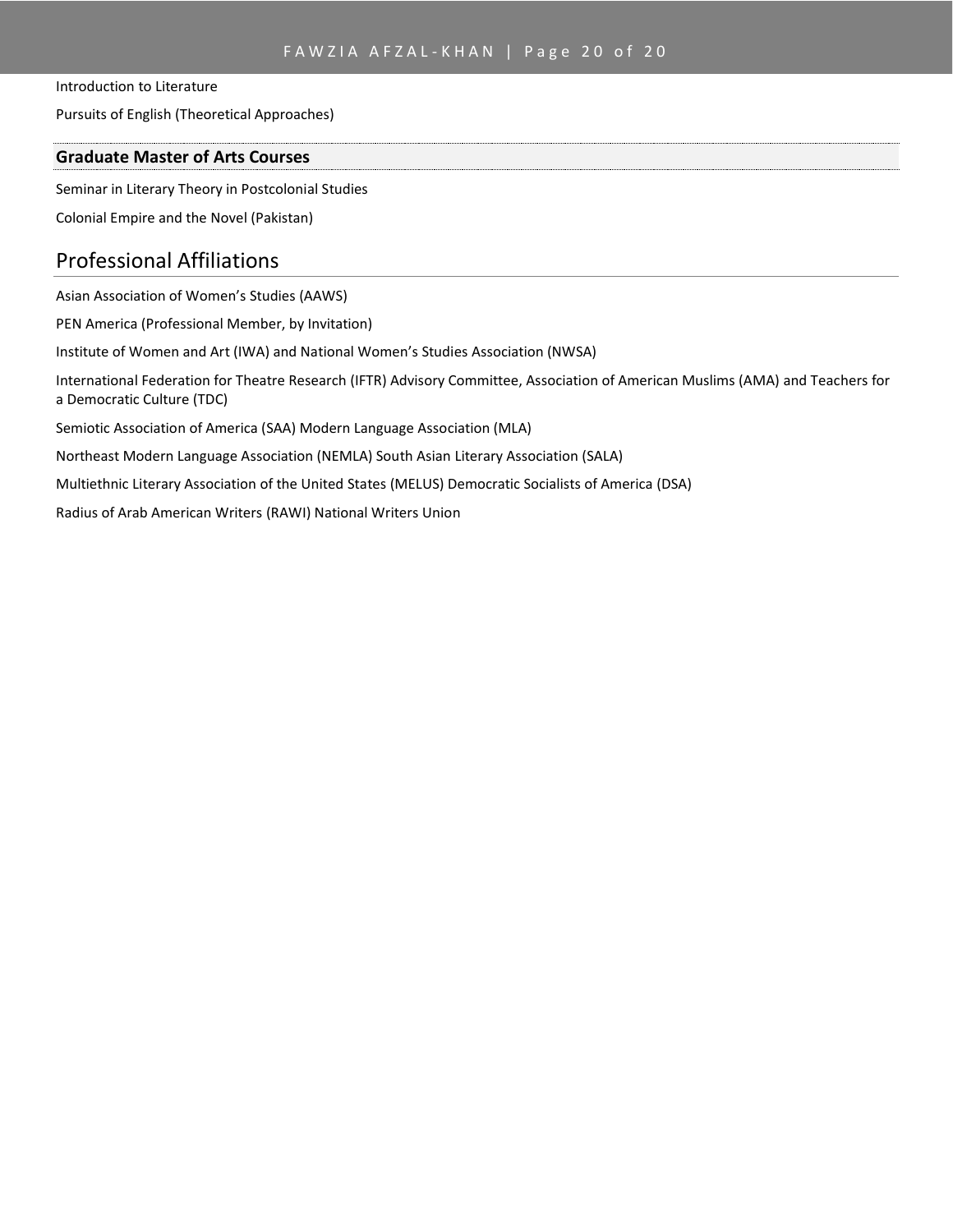Introduction to Literature

Pursuits of English (Theoretical Approaches)

### Graduate Master of Arts Courses

Seminar in Literary Theory in Postcolonial Studies

Colonial Empire and the Novel (Pakistan)

## Professional Affiliations

Asian Association of Women's Studies (AAWS)

PEN America (Professional Member, by Invitation)

Institute of Women and Art (IWA) and National Women's Studies Association (NWSA)

International Federation for Theatre Research (IFTR) Advisory Committee, Association of American Muslims (AMA) and Teachers for a Democratic Culture (TDC)

Semiotic Association of America (SAA) Modern Language Association (MLA)

Northeast Modern Language Association (NEMLA) South Asian Literary Association (SALA)

Multiethnic Literary Association of the United States (MELUS) Democratic Socialists of America (DSA)

Radius of Arab American Writers (RAWI) National Writers Union